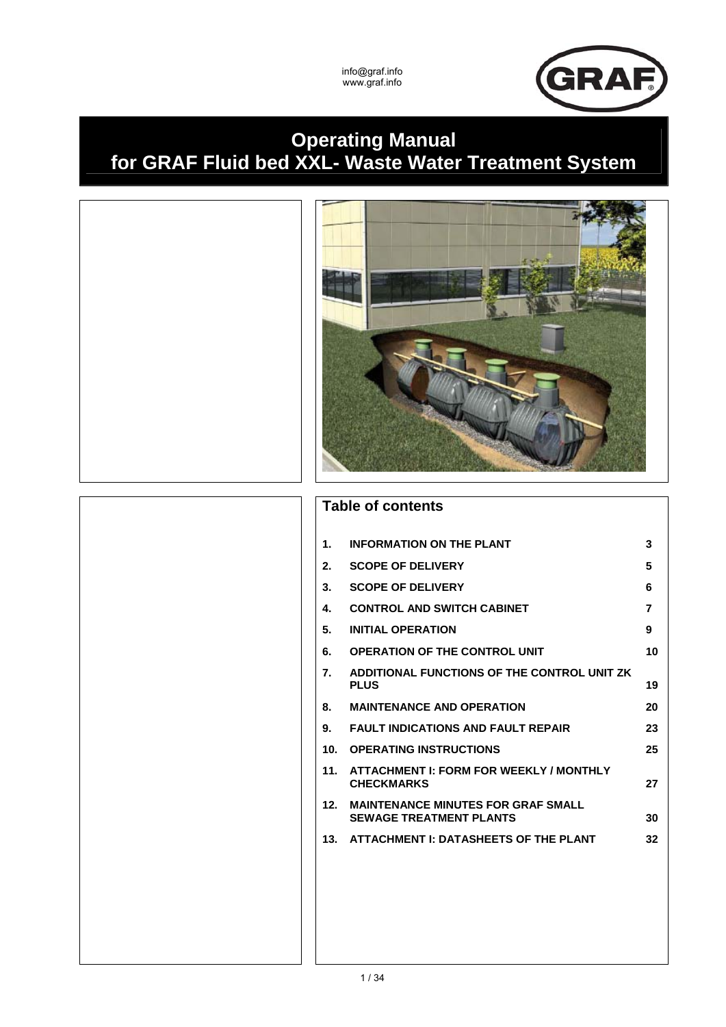info@graf.info
www.graf.info

GRAF

# Operating Manual for GRAF Fluid bed XXL- Waste Water Treatment System

## Table of contents

| | | |
|---|---|---|
| 1. | INFORMATION ON THE PLANT | 3 |
| 2. | SCOPE OF DELIVERY | 5 |
| 3. | SCOPE OF DELIVERY | 6 |
| 4. | CONTROL AND SWITCH CABINET | 7 |
| 5. | INITIAL OPERATION | 9 |
| 6. | OPERATION OF THE CONTROL UNIT | 10 |
| 7. | ADDITIONAL FUNCTIONS OF THE CONTROL UNIT ZK PLUS | 19 |
| 8. | MAINTENANCE AND OPERATION | 20 |
| 9. | FAULT INDICATIONS AND FAULT REPAIR | 23 |
| 10. | OPERATING INSTRUCTIONS | 25 |
| 11. | ATTACHMENT I: FORM FOR WEEKLY / MONTHLY CHECKMARKS | 27 |
| 12. | MAINTENANCE MINUTES FOR GRAF SMALL SEWAGE TREATMENT PLANTS | 30 |
| 13. | ATTACHMENT I: DATASHEETS OF THE PLANT | 32 |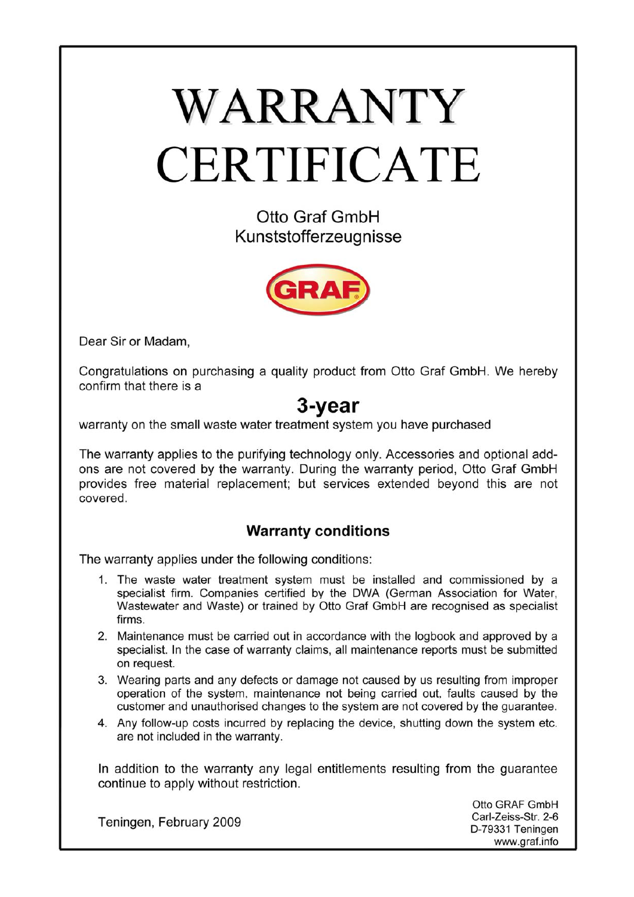# WARRANTY CERTIFICATE

Otto Graf GmbH
Kunststofferzeugnisse

GRAF

Dear Sir or Madam,

Congratulations on purchasing a quality product from Otto Graf GmbH. We hereby confirm that there is a

## 3-year

warranty on the small waste water treatment system you have purchased

The warranty applies to the purifying technology only. Accessories and optional add-ons are not covered by the warranty. During the warranty period, Otto Graf GmbH provides free material replacement; but services extended beyond this are not covered.

### Warranty conditions

The warranty applies under the following conditions:

1. The waste water treatment system must be installed and commissioned by a specialist firm. Companies certified by the DWA (German Association for Water, Wastewater and Waste) or trained by Otto Graf GmbH are recognised as specialist firms.
2. Maintenance must be carried out in accordance with the logbook and approved by a specialist. In the case of warranty claims, all maintenance reports must be submitted on request.
3. Wearing parts and any defects or damage not caused by us resulting from improper operation of the system, maintenance not being carried out, faults caused by the customer and unauthorised changes to the system are not covered by the guarantee.
4. Any follow-up costs incurred by replacing the device, shutting down the system etc. are not included in the warranty.

In addition to the warranty any legal entitlements resulting from the guarantee continue to apply without restriction.

Teningen, February 2009

Otto GRAF GmbH
Carl-Zeiss-Str. 2-6
D-79331 Teningen
www.graf.info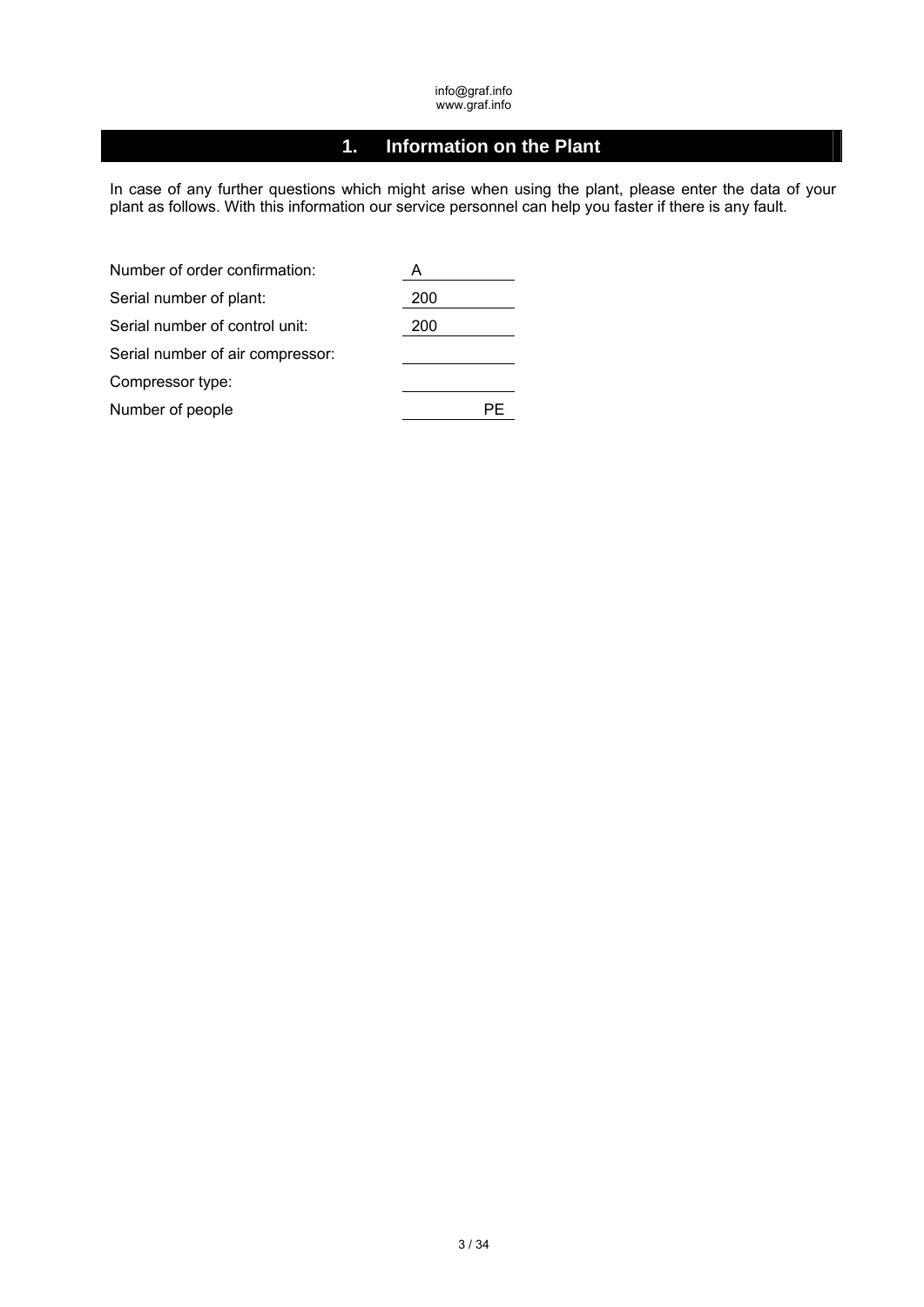## 1. Information on the Plant

In case of any further questions which might arise when using the plant, please enter the data of your plant as follows. With this information our service personnel can help you faster if there is any fault.

Number of order confirmation: A ________

Serial number of plant: 200 ________

Serial number of control unit: 200 ________

Serial number of air compressor: ________

Compressor type: ________

Number of people ________ PE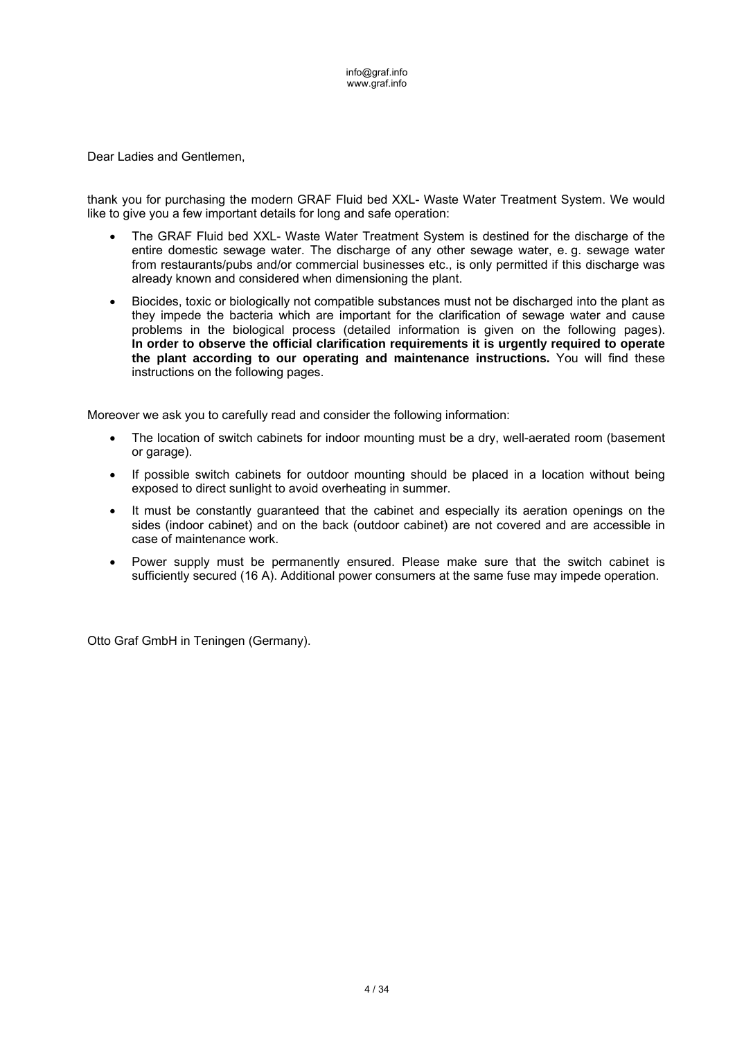info@graf.info
www.graf.info

Dear Ladies and Gentlemen,

thank you for purchasing the modern GRAF Fluid bed XXL- Waste Water Treatment System. We would like to give you a few important details for long and safe operation:

- The GRAF Fluid bed XXL- Waste Water Treatment System is destined for the discharge of the entire domestic sewage water. The discharge of any other sewage water, e. g. sewage water from restaurants/pubs and/or commercial businesses etc., is only permitted if this discharge was already known and considered when dimensioning the plant.
- Biocides, toxic or biologically not compatible substances must not be discharged into the plant as they impede the bacteria which are important for the clarification of sewage water and cause problems in the biological process (detailed information is given on the following pages). **In order to observe the official clarification requirements it is urgently required to operate the plant according to our operating and maintenance instructions.** You will find these instructions on the following pages.

Moreover we ask you to carefully read and consider the following information:

- The location of switch cabinets for indoor mounting must be a dry, well-aerated room (basement or garage).
- If possible switch cabinets for outdoor mounting should be placed in a location without being exposed to direct sunlight to avoid overheating in summer.
- It must be constantly guaranteed that the cabinet and especially its aeration openings on the sides (indoor cabinet) and on the back (outdoor cabinet) are not covered and are accessible in case of maintenance work.
- Power supply must be permanently ensured. Please make sure that the switch cabinet is sufficiently secured (16 A). Additional power consumers at the same fuse may impede operation.

Otto Graf GmbH in Teningen (Germany).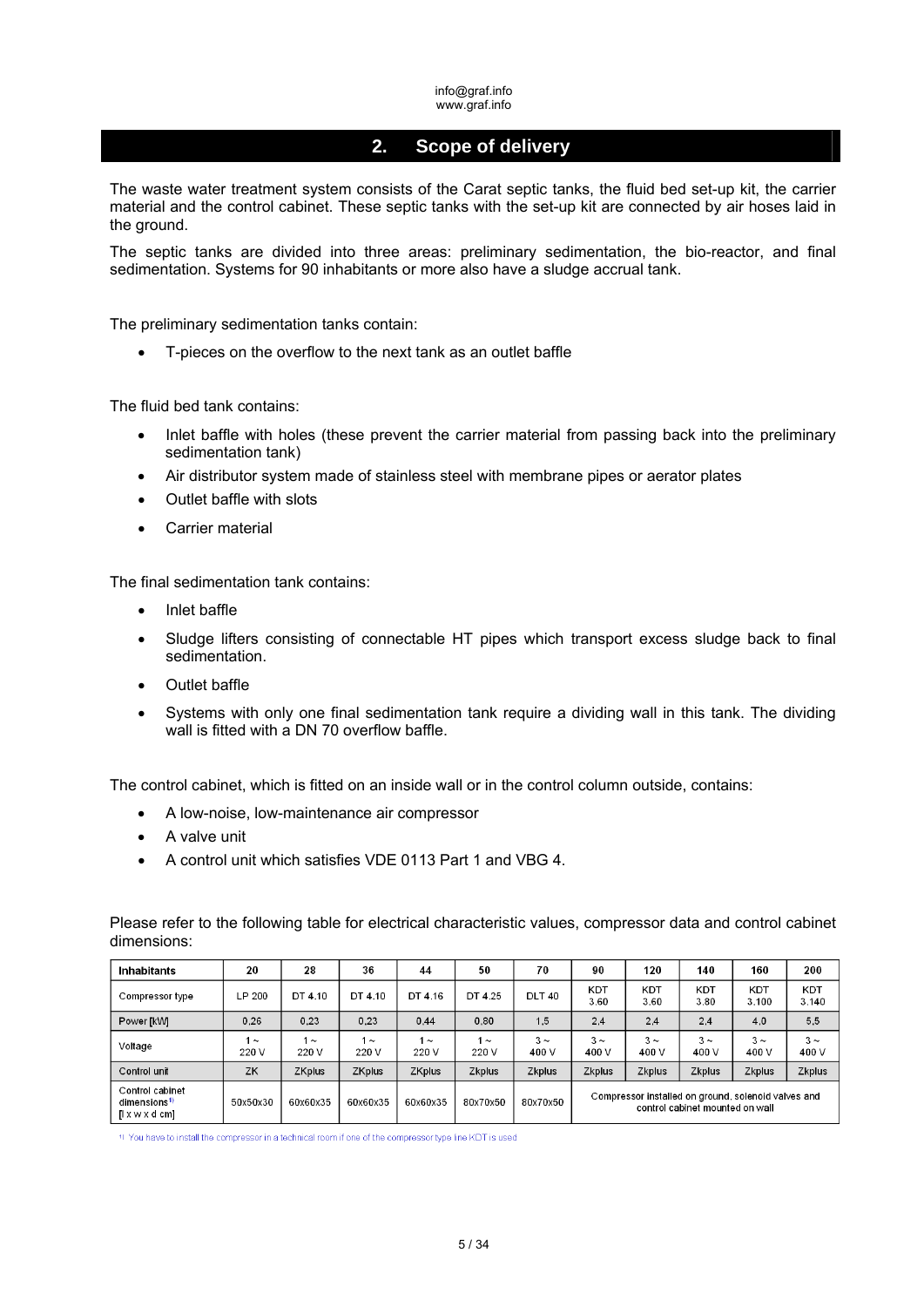info@graf.info
www.graf.info

## 2. Scope of delivery

The waste water treatment system consists of the Carat septic tanks, the fluid bed set-up kit, the carrier material and the control cabinet. These septic tanks with the set-up kit are connected by air hoses laid in the ground.

The septic tanks are divided into three areas: preliminary sedimentation, the bio-reactor, and final sedimentation. Systems for 90 inhabitants or more also have a sludge accrual tank.

The preliminary sedimentation tanks contain:

- T-pieces on the overflow to the next tank as an outlet baffle

The fluid bed tank contains:

- Inlet baffle with holes (these prevent the carrier material from passing back into the preliminary sedimentation tank)
- Air distributor system made of stainless steel with membrane pipes or aerator plates
- Outlet baffle with slots
- Carrier material

The final sedimentation tank contains:

- Inlet baffle
- Sludge lifters consisting of connectable HT pipes which transport excess sludge back to final sedimentation.
- Outlet baffle
- Systems with only one final sedimentation tank require a dividing wall in this tank. The dividing wall is fitted with a DN 70 overflow baffle.

The control cabinet, which is fitted on an inside wall or in the control column outside, contains:

- A low-noise, low-maintenance air compressor
- A valve unit
- A control unit which satisfies VDE 0113 Part 1 and VBG 4.

Please refer to the following table for electrical characteristic values, compressor data and control cabinet dimensions:

| Inhabitants | 20 | 28 | 36 | 44 | 50 | 70 | 90 | 120 | 140 | 160 | 200 |
|---|---|---|---|---|---|---|---|---|---|---|---|
| Compressor type | LP 200 | DT 4.10 | DT 4.10 | DT 4.16 | DT 4.25 | DLT 40 | KDT 3.60 | KDT 3.60 | KDT 3.80 | KDT 3.100 | KDT 3.140 |
| Power [kW] | 0,26 | 0,23 | 0,23 | 0,44 | 0,80 | 1,5 | 2,4 | 2,4 | 2,4 | 4,0 | 5,5 |
| Voltage | 1 ~ 220 V | 1 ~ 220 V | 1 ~ 220 V | 1 ~ 220 V | 1 ~ 220 V | 3 ~ 400 V | 3 ~ 400 V | 3 ~ 400 V | 3 ~ 400 V | 3 ~ 400 V | 3 ~ 400 V |
| Control unit | ZK | ZKplus | ZKplus | ZKplus | Zkplus | Zkplus | Zkplus | Zkplus | Zkplus | Zkplus | Zkplus |
| Control cabinet dimensions[1] [l x w x d cm] | 50x50x30 | 60x60x35 | 60x60x35 | 60x60x35 | 80x70x50 | 80x70x50 | Compressor installed on ground, solenoid valves and control cabinet mounted on wall | | | | |

[1] You have to install the compressor in a technical room if one of the compressor type line KDT is used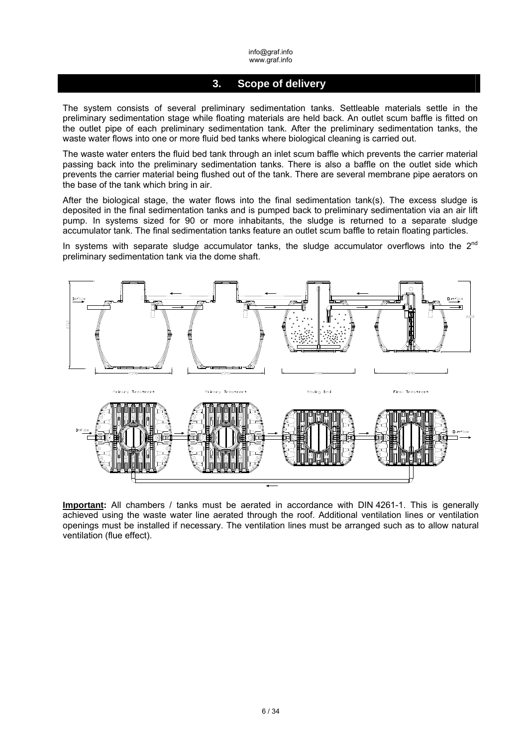## 3. Scope of delivery

The system consists of several preliminary sedimentation tanks. Settleable materials settle in the preliminary sedimentation stage while floating materials are held back. An outlet scum baffle is fitted on the outlet pipe of each preliminary sedimentation tank. After the preliminary sedimentation tanks, the waste water flows into one or more fluid bed tanks where biological cleaning is carried out.

The waste water enters the fluid bed tank through an inlet scum baffle which prevents the carrier material passing back into the preliminary sedimentation tanks. There is also a baffle on the outlet side which prevents the carrier material being flushed out of the tank. There are several membrane pipe aerators on the base of the tank which bring in air.

After the biological stage, the water flows into the final sedimentation tank(s). The excess sludge is deposited in the final sedimentation tanks and is pumped back to preliminary sedimentation via an air lift pump. In systems sized for 90 or more inhabitants, the sludge is returned to a separate sludge accumulator tank. The final sedimentation tanks feature an outlet scum baffle to retain floating particles.

In systems with separate sludge accumulator tanks, the sludge accumulator overflows into the 2nd preliminary sedimentation tank via the dome shaft.

**Important:** All chambers / tanks must be aerated in accordance with DIN 4261-1. This is generally achieved using the waste water line aerated through the roof. Additional ventilation lines or ventilation openings must be installed if necessary. The ventilation lines must be arranged such as to allow natural ventilation (flue effect).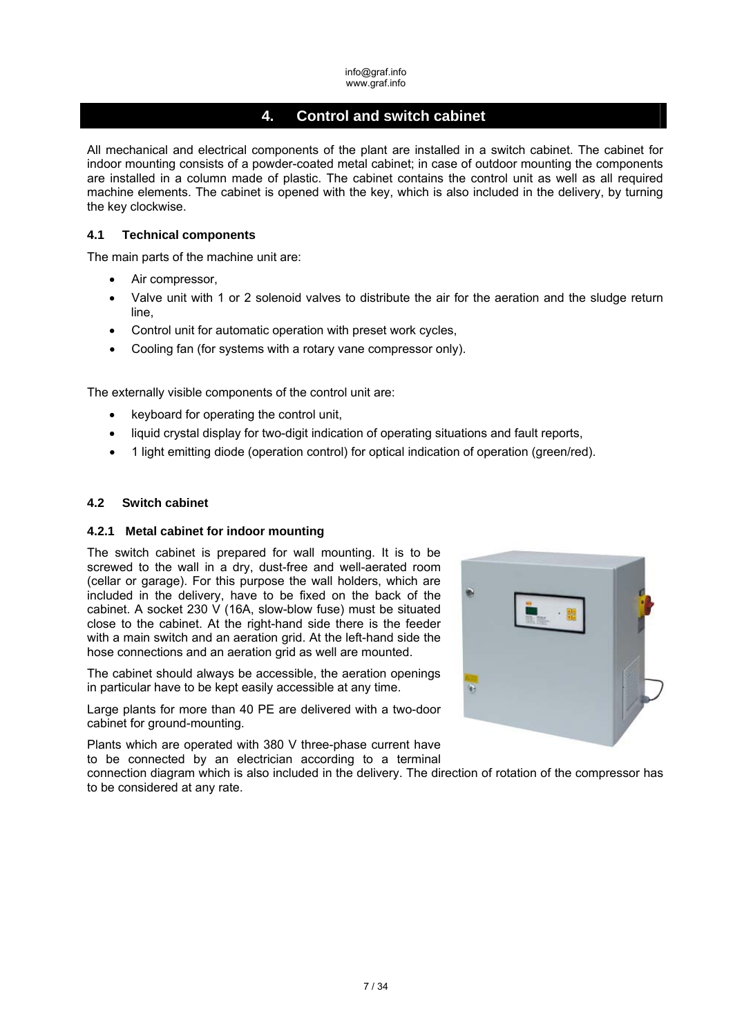# 4. Control and switch cabinet

All mechanical and electrical components of the plant are installed in a switch cabinet. The cabinet for indoor mounting consists of a powder-coated metal cabinet; in case of outdoor mounting the components are installed in a column made of plastic. The cabinet contains the control unit as well as all required machine elements. The cabinet is opened with the key, which is also included in the delivery, by turning the key clockwise.

## 4.1 Technical components

The main parts of the machine unit are:

- Air compressor,
- Valve unit with 1 or 2 solenoid valves to distribute the air for the aeration and the sludge return line,
- Control unit for automatic operation with preset work cycles,
- Cooling fan (for systems with a rotary vane compressor only).

The externally visible components of the control unit are:

- keyboard for operating the control unit,
- liquid crystal display for two-digit indication of operating situations and fault reports,
- 1 light emitting diode (operation control) for optical indication of operation (green/red).

## 4.2 Switch cabinet

### 4.2.1 Metal cabinet for indoor mounting

The switch cabinet is prepared for wall mounting. It is to be screwed to the wall in a dry, dust-free and well-aerated room (cellar or garage). For this purpose the wall holders, which are included in the delivery, have to be fixed on the back of the cabinet. A socket 230 V (16A, slow-blow fuse) must be situated close to the cabinet. At the right-hand side there is the feeder with a main switch and an aeration grid. At the left-hand side the hose connections and an aeration grid as well are mounted.

The cabinet should always be accessible, the aeration openings in particular have to be kept easily accessible at any time.

Large plants for more than 40 PE are delivered with a two-door cabinet for ground-mounting.

Plants which are operated with 380 V three-phase current have to be connected by an electrician according to a terminal connection diagram which is also included in the delivery. The direction of rotation of the compressor has to be considered at any rate.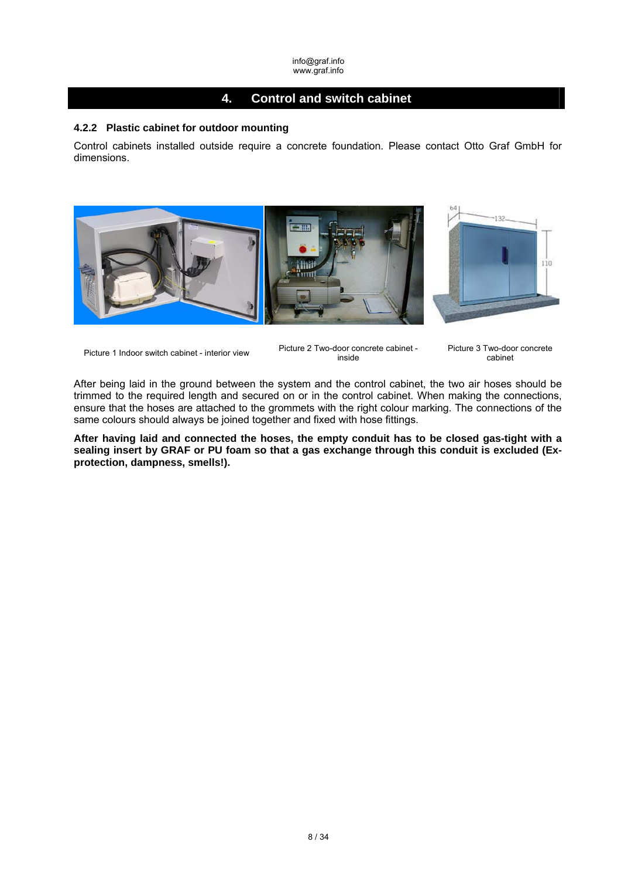info@graf.info
www.graf.info

# 4. Control and switch cabinet

### 4.2.2 Plastic cabinet for outdoor mounting

Control cabinets installed outside require a concrete foundation. Please contact Otto Graf GmbH for dimensions.

Picture 1 Indoor switch cabinet - interior view

Picture 2 Two-door concrete cabinet - inside

Picture 3 Two-door concrete cabinet

After being laid in the ground between the system and the control cabinet, the two air hoses should be trimmed to the required length and secured on or in the control cabinet. When making the connections, ensure that the hoses are attached to the grommets with the right colour marking. The connections of the same colours should always be joined together and fixed with hose fittings.

**After having laid and connected the hoses, the empty conduit has to be closed gas-tight with a sealing insert by GRAF or PU foam so that a gas exchange through this conduit is excluded (Ex-protection, dampness, smells!).**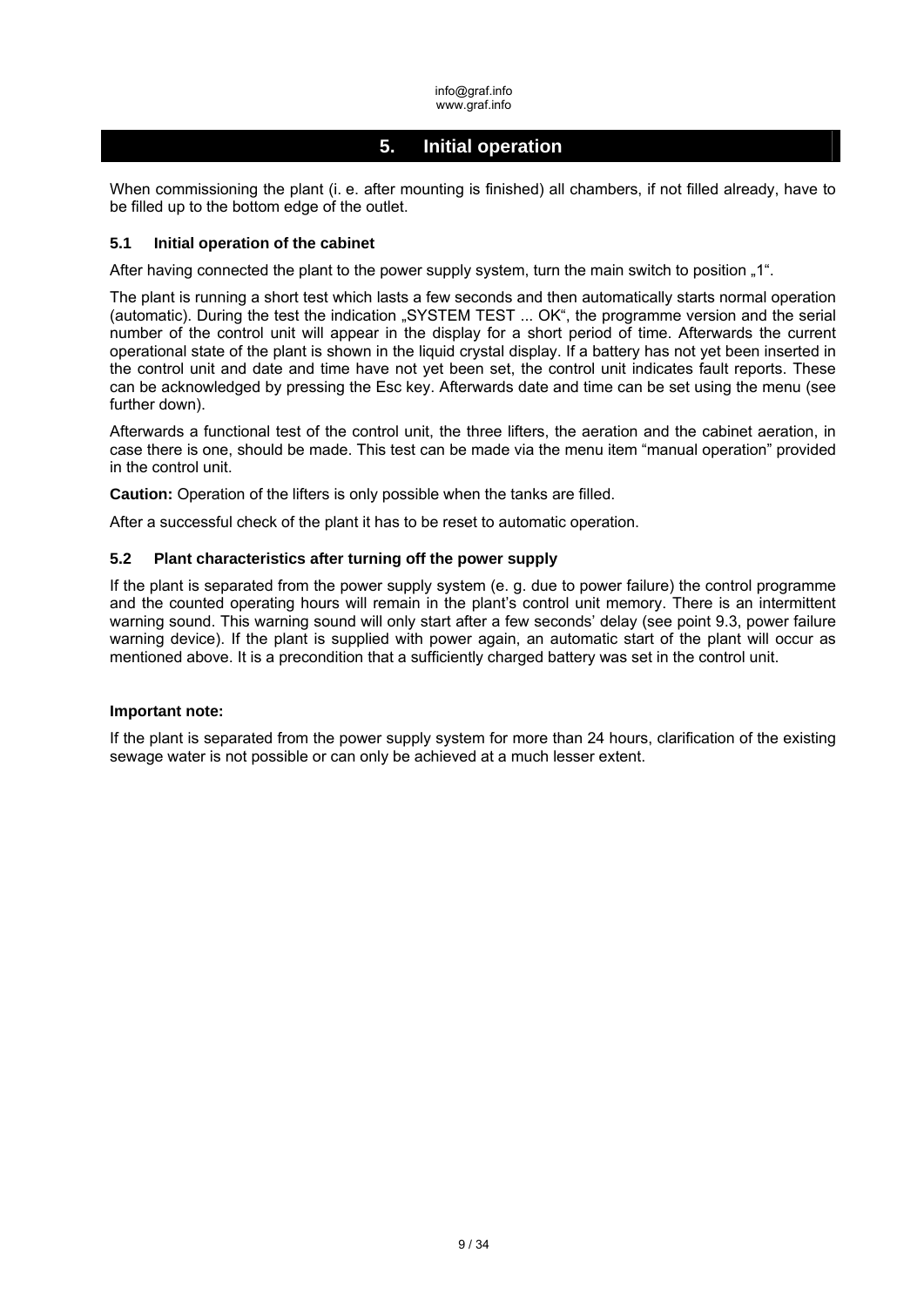## 5. Initial operation

When commissioning the plant (i. e. after mounting is finished) all chambers, if not filled already, have to be filled up to the bottom edge of the outlet.

### 5.1 Initial operation of the cabinet

After having connected the plant to the power supply system, turn the main switch to position „1“.

The plant is running a short test which lasts a few seconds and then automatically starts normal operation (automatic). During the test the indication „SYSTEM TEST ... OK“, the programme version and the serial number of the control unit will appear in the display for a short period of time. Afterwards the current operational state of the plant is shown in the liquid crystal display. If a battery has not yet been inserted in the control unit and date and time have not yet been set, the control unit indicates fault reports. These can be acknowledged by pressing the Esc key. Afterwards date and time can be set using the menu (see further down).

Afterwards a functional test of the control unit, the three lifters, the aeration and the cabinet aeration, in case there is one, should be made. This test can be made via the menu item “manual operation” provided in the control unit.

**Caution:** Operation of the lifters is only possible when the tanks are filled.

After a successful check of the plant it has to be reset to automatic operation.

### 5.2 Plant characteristics after turning off the power supply

If the plant is separated from the power supply system (e. g. due to power failure) the control programme and the counted operating hours will remain in the plant’s control unit memory. There is an intermittent warning sound. This warning sound will only start after a few seconds’ delay (see point 9.3, power failure warning device). If the plant is supplied with power again, an automatic start of the plant will occur as mentioned above. It is a precondition that a sufficiently charged battery was set in the control unit.

**Important note:**

If the plant is separated from the power supply system for more than 24 hours, clarification of the existing sewage water is not possible or can only be achieved at a much lesser extent.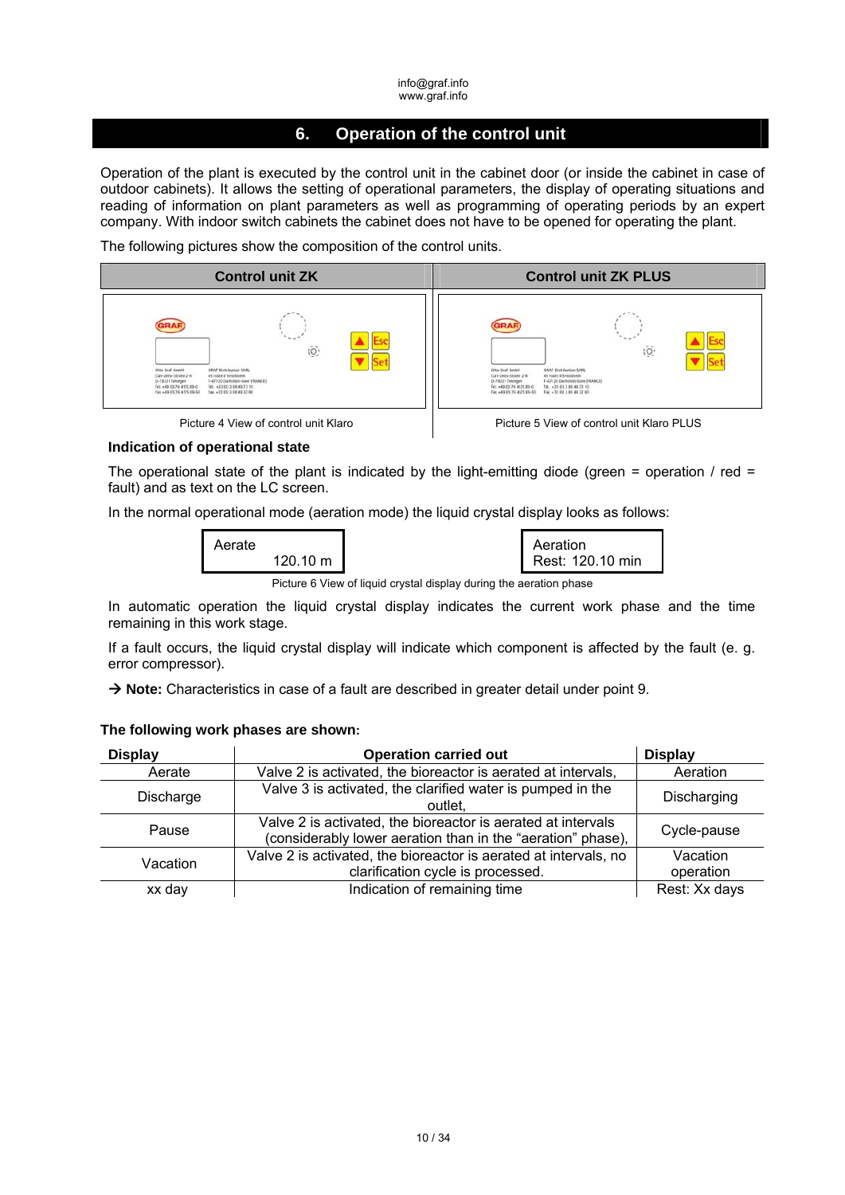info@graf.info
www.graf.info

# 6. Operation of the control unit

Operation of the plant is executed by the control unit in the cabinet door (or inside the cabinet in case of outdoor cabinets). It allows the setting of operational parameters, the display of operating situations and reading of information on plant parameters as well as programming of operating periods by an expert company. With indoor switch cabinets the cabinet does not have to be opened for operating the plant.

The following pictures show the composition of the control units.

| Control unit ZK | Control unit ZK PLUS |
|---|---|
| Picture 4 View of control unit Klaro | Picture 5 View of control unit Klaro PLUS |

### Indication of operational state

The operational state of the plant is indicated by the light-emitting diode (green = operation / red = fault) and as text on the LC screen.

In the normal operational mode (aeration mode) the liquid crystal display looks as follows:

```
Aerate
      120.10 m
```

```
Aeration
Rest: 120.10 min
```

Picture 6 View of liquid crystal display during the aeration phase

In automatic operation the liquid crystal display indicates the current work phase and the time remaining in this work stage.

If a fault occurs, the liquid crystal display will indicate which component is affected by the fault (e. g. error compressor).

→ **Note:** Characteristics in case of a fault are described in greater detail under point 9.

**The following work phases are shown:**

| Display | Operation carried out | Display |
|---|---|---|
| Aerate | Valve 2 is activated, the bioreactor is aerated at intervals, | Aeration |
| Discharge | Valve 3 is activated, the clarified water is pumped in the outlet, | Discharging |
| Pause | Valve 2 is activated, the bioreactor is aerated at intervals (considerably lower aeration than in the "aeration" phase), | Cycle-pause |
| Vacation | Valve 2 is activated, the bioreactor is aerated at intervals, no clarification cycle is processed. | Vacation operation |
| xx day | Indication of remaining time | Rest: Xx days |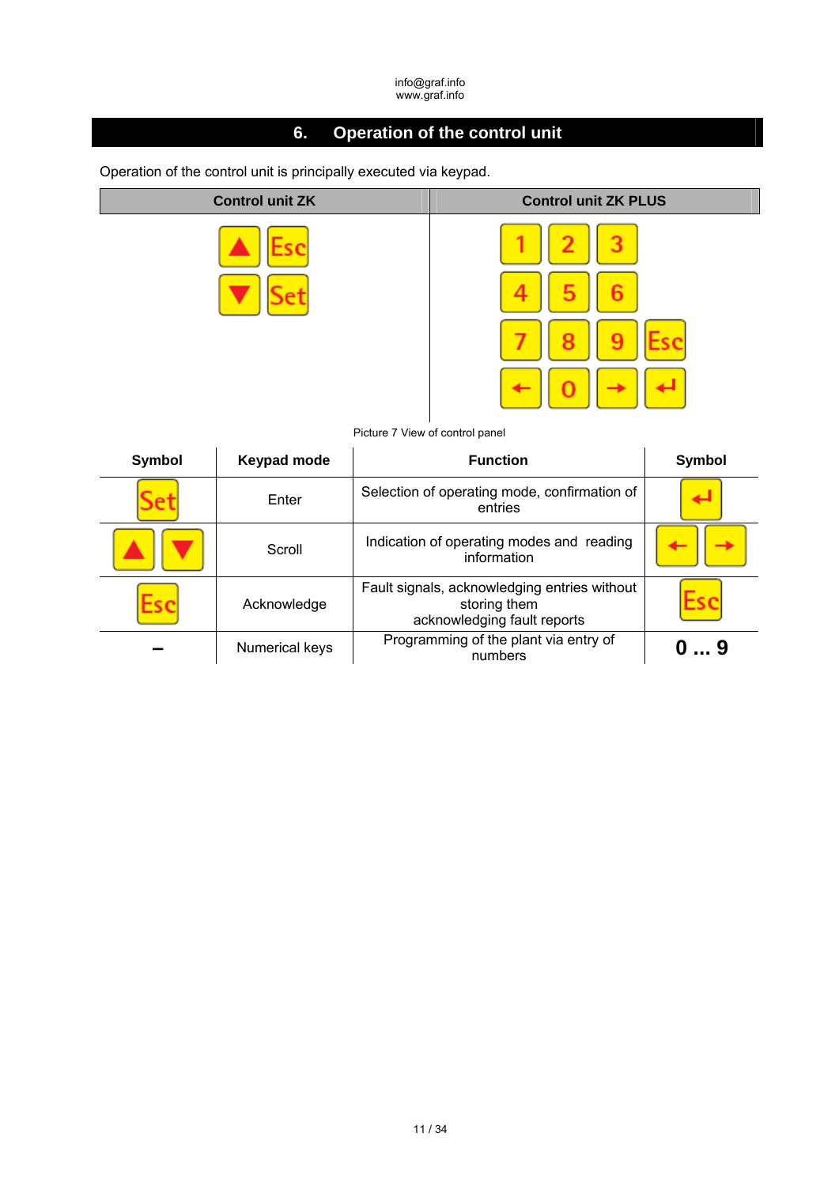## 6. Operation of the control unit

Operation of the control unit is principally executed via keypad.

| Control unit ZK | Control unit ZK PLUS |
|---|---|
| ▲ Esc<br>▼ Set | 1 2 3<br>4 5 6<br>7 8 9 Esc<br>← 0 → ↵ |

Picture 7 View of control panel

| Symbol | Keypad mode | Function | Symbol |
|---|---|---|---|
| Set | Enter | Selection of operating mode, confirmation of entries | ↵ |
| ▲ ▼ | Scroll | Indication of operating modes and reading information | ← → |
| Esc | Acknowledge | Fault signals, acknowledging entries without storing them acknowledging fault reports | Esc |
| – | Numerical keys | Programming of the plant via entry of numbers | **0 … 9** |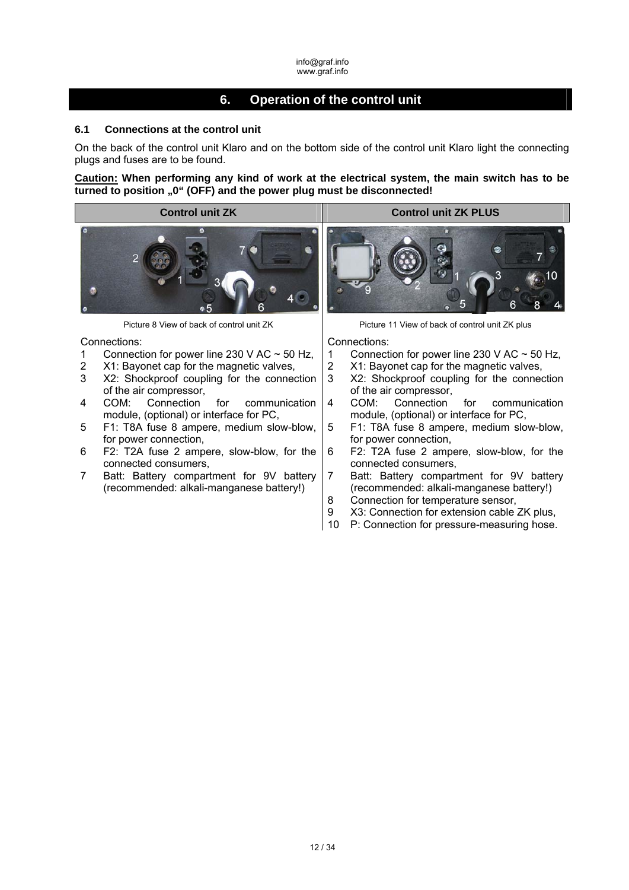# 6. Operation of the control unit

### 6.1 Connections at the control unit

On the back of the control unit Klaro and on the bottom side of the control unit Klaro light the connecting plugs and fuses are to be found.

**Caution: When performing any kind of work at the electrical system, the main switch has to be turned to position „0" (OFF) and the power plug must be disconnected!**

## Control unit ZK

Picture 8 View of back of control unit ZK

Connections:

1. Connection for power line 230 V AC ~ 50 Hz,
2. X1: Bayonet cap for the magnetic valves,
3. X2: Shockproof coupling for the connection of the air compressor,
4. COM: Connection for communication module, (optional) or interface for PC,
5. F1: T8A fuse 8 ampere, medium slow-blow, for power connection,
6. F2: T2A fuse 2 ampere, slow-blow, for the connected consumers,
7. Batt: Battery compartment for 9V battery (recommended: alkali-manganese battery!)

## Control unit ZK PLUS

Picture 11 View of back of control unit ZK plus

Connections:

1. Connection for power line 230 V AC ~ 50 Hz,
2. X1: Bayonet cap for the magnetic valves,
3. X2: Shockproof coupling for the connection of the air compressor,
4. COM: Connection for communication module, (optional) or interface for PC,
5. F1: T8A fuse 8 ampere, medium slow-blow, for power connection,
6. F2: T2A fuse 2 ampere, slow-blow, for the connected consumers,
7. Batt: Battery compartment for 9V battery (recommended: alkali-manganese battery!)
8. Connection for temperature sensor,
9. X3: Connection for extension cable ZK plus,
10. P: Connection for pressure-measuring hose.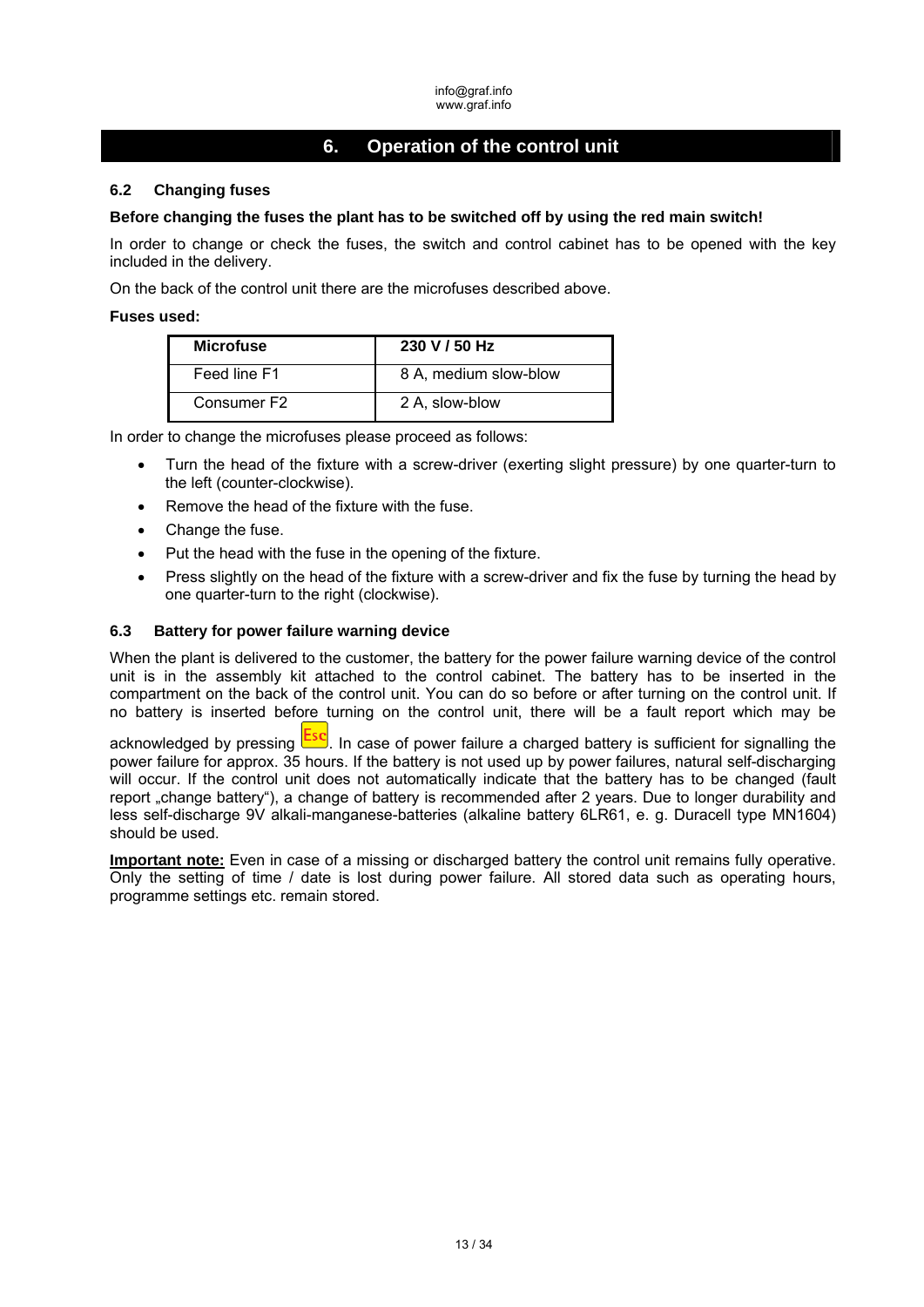# 6. Operation of the control unit

### 6.2 Changing fuses

**Before changing the fuses the plant has to be switched off by using the red main switch!**

In order to change or check the fuses, the switch and control cabinet has to be opened with the key included in the delivery.

On the back of the control unit there are the microfuses described above.

**Fuses used:**

| Microfuse | 230 V / 50 Hz |
|---|---|
| Feed line F1 | 8 A, medium slow-blow |
| Consumer F2 | 2 A, slow-blow |

In order to change the microfuses please proceed as follows:

- Turn the head of the fixture with a screw-driver (exerting slight pressure) by one quarter-turn to the left (counter-clockwise).
- Remove the head of the fixture with the fuse.
- Change the fuse.
- Put the head with the fuse in the opening of the fixture.
- Press slightly on the head of the fixture with a screw-driver and fix the fuse by turning the head by one quarter-turn to the right (clockwise).

### 6.3 Battery for power failure warning device

When the plant is delivered to the customer, the battery for the power failure warning device of the control unit is in the assembly kit attached to the control cabinet. The battery has to be inserted in the compartment on the back of the control unit. You can do so before or after turning on the control unit. If no battery is inserted before turning on the control unit, there will be a fault report which may be acknowledged by pressing Esc. In case of power failure a charged battery is sufficient for signalling the power failure for approx. 35 hours. If the battery is not used up by power failures, natural self-discharging will occur. If the control unit does not automatically indicate that the battery has to be changed (fault report „change battery"), a change of battery is recommended after 2 years. Due to longer durability and less self-discharge 9V alkali-manganese-batteries (alkaline battery 6LR61, e. g. Duracell type MN1604) should be used.

**Important note:** Even in case of a missing or discharged battery the control unit remains fully operative. Only the setting of time / date is lost during power failure. All stored data such as operating hours, programme settings etc. remain stored.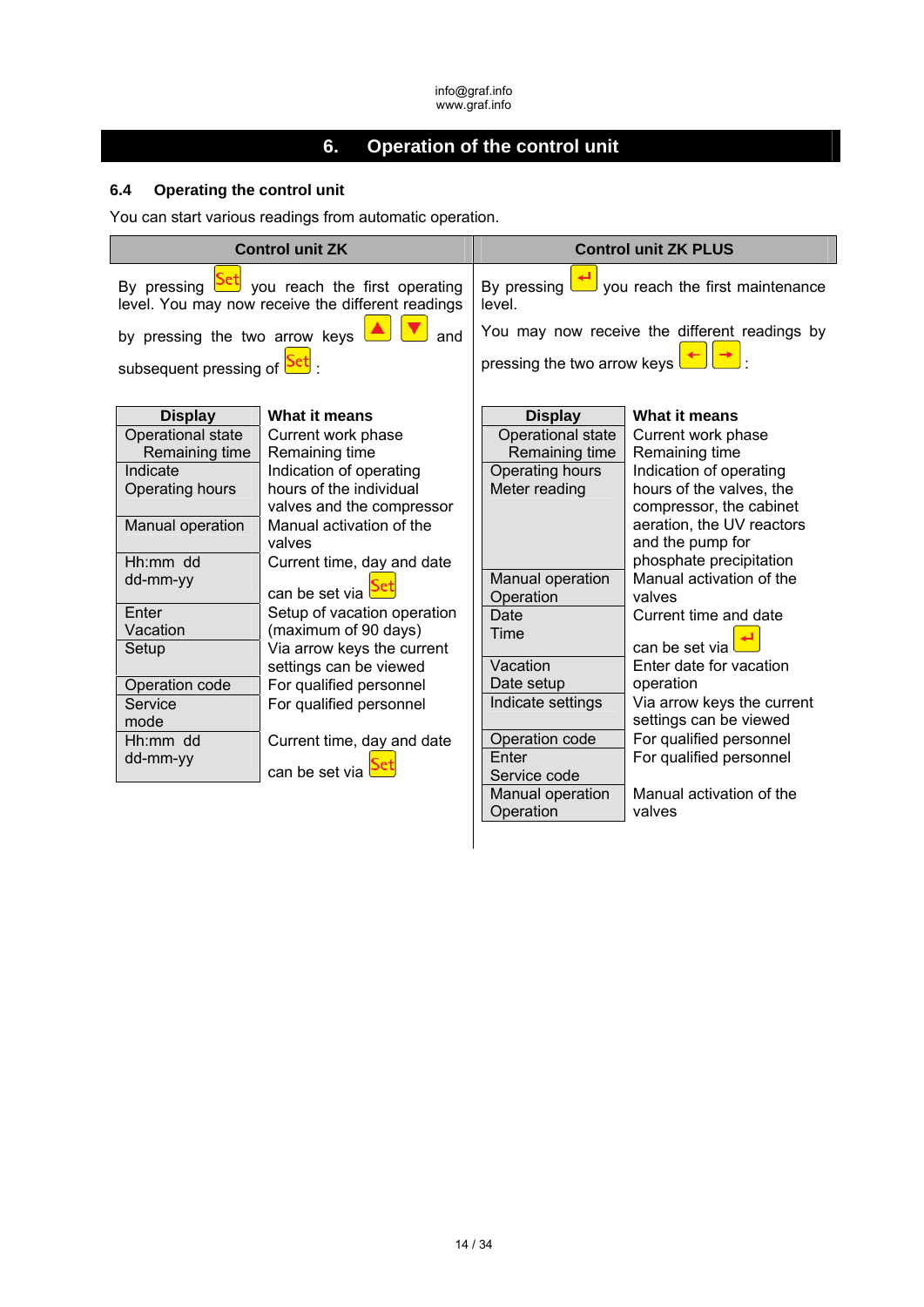## 6. Operation of the control unit

### 6.4 Operating the control unit

You can start various readings from automatic operation.

#### Control unit ZK

By pressing Set you reach the first operating level. You may now receive the different readings by pressing the two arrow keys ▲ ▼ and subsequent pressing of Set :

| Display | What it means |
|---|---|
| Operational state<br>Remaining time | Current work phase<br>Remaining time |
| Indicate<br>Operating hours | Indication of operating hours of the individual valves and the compressor |
| Manual operation | Manual activation of the valves |
| Hh:mm dd<br>dd-mm-yy | Current time, day and date<br>can be set via Set |
| Enter<br>Vacation | Setup of vacation operation (maximum of 90 days) |
| Setup | Via arrow keys the current settings can be viewed |
| Operation code | For qualified personnel |
| Service<br>mode | For qualified personnel |
| Hh:mm dd<br>dd-mm-yy | Current time, day and date<br>can be set via Set |

#### Control unit ZK PLUS

By pressing ↵ you reach the first maintenance level.

You may now receive the different readings by pressing the two arrow keys ← → :

| Display | What it means |
|---|---|
| Operational state<br>Remaining time | Current work phase<br>Remaining time |
| Operating hours<br>Meter reading | Indication of operating hours of the valves, the compressor, the cabinet aeration, the UV reactors and the pump for phosphate precipitation |
| Manual operation<br>Operation | Manual activation of the valves |
| Date<br>Time | Current time and date<br>can be set via ↵ |
| Vacation<br>Date setup | Enter date for vacation operation |
| Indicate settings | Via arrow keys the current settings can be viewed |
| Operation code | For qualified personnel |
| Enter<br>Service code | For qualified personnel |
| Manual operation<br>Operation | Manual activation of the valves |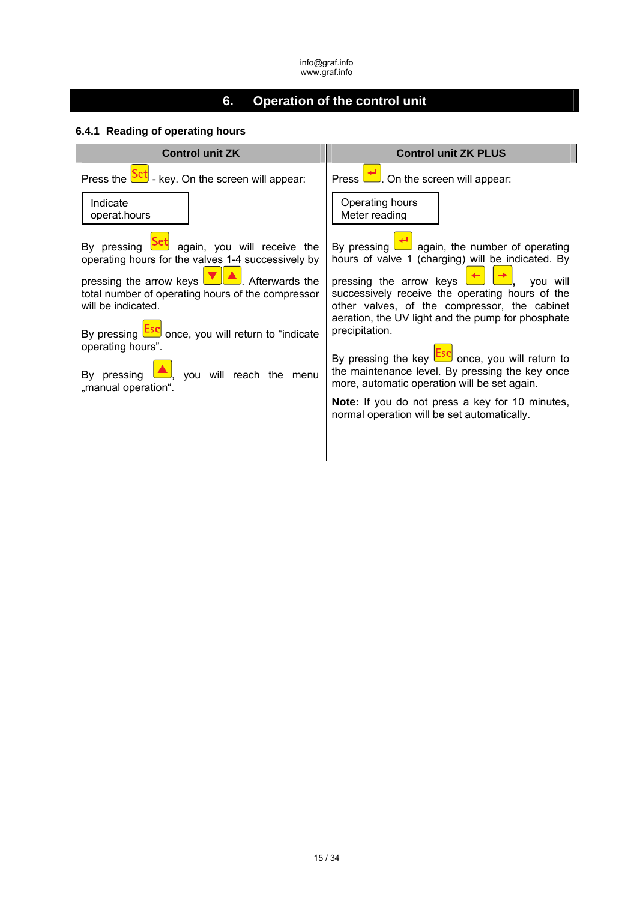info@graf.info
www.graf.info

# 6. Operation of the control unit

### 6.4.1 Reading of operating hours

| Control unit ZK | Control unit ZK PLUS |
|---|---|
| Press the Set - key. On the screen will appear: | Press ↵. On the screen will appear: |
| Indicate<br>operat.hours | Operating hours<br>Meter reading |
| By pressing Set again, you will receive the operating hours for the valves 1-4 successively by pressing the arrow keys ▼▲. Afterwards the total number of operating hours of the compressor will be indicated. | By pressing ↵ again, the number of operating hours of valve 1 (charging) will be indicated. By pressing the arrow keys ← →, you will successively receive the operating hours of the other valves, of the compressor, the cabinet aeration, the UV light and the pump for phosphate precipitation. |
| By pressing Esc once, you will return to "indicate operating hours". | By pressing the key Esc once, you will return to the maintenance level. By pressing the key once more, automatic operation will be set again. |
| By pressing ▲, you will reach the menu „manual operation". | **Note:** If you do not press a key for 10 minutes, normal operation will be set automatically. |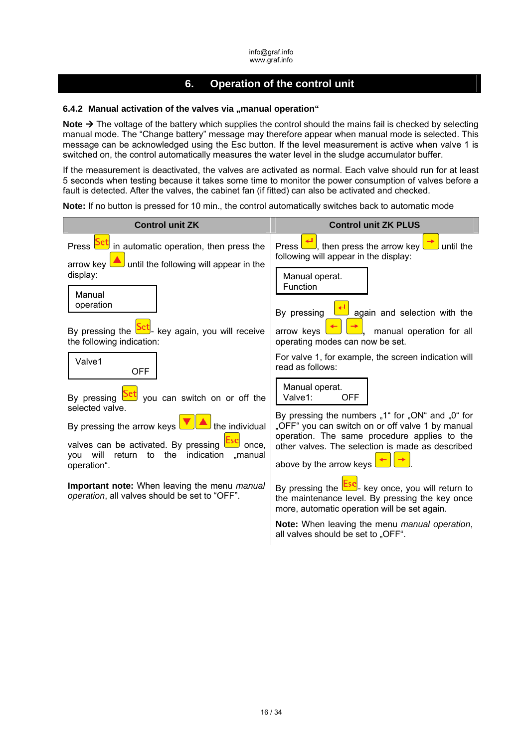## 6. Operation of the control unit

### 6.4.2 Manual activation of the valves via „manual operation"

**Note →** The voltage of the battery which supplies the control should the mains fail is checked by selecting manual mode. The "Change battery" message may therefore appear when manual mode is selected. This message can be acknowledged using the Esc button. If the level measurement is active when valve 1 is switched on, the control automatically measures the water level in the sludge accumulator buffer.

If the measurement is deactivated, the valves are activated as normal. Each valve should run for at least 5 seconds when testing because it takes some time to monitor the power consumption of valves before a fault is detected. After the valves, the cabinet fan (if fitted) can also be activated and checked.

**Note:** If no button is pressed for 10 min., the control automatically switches back to automatic mode

| Control unit ZK | Control unit ZK PLUS |
|---|---|
| Press [Set] in automatic operation, then press the arrow key [▲] until the following will appear in the display:<br><br>Manual<br>operation<br><br>By pressing the [Set]- key again, you will receive the following indication:<br><br>Valve1<br>OFF<br><br>By pressing [Set] you can switch on or off the selected valve.<br><br>By pressing the arrow keys [▼] [▲] the individual valves can be activated. By pressing [Esc] once, you will return to the indication „manual operation".<br><br>**Important note:** When leaving the menu *manual operation*, all valves should be set to "OFF". | Press [↵], then press the arrow key [→] until the following will appear in the display:<br><br>Manual operat.<br>Function<br><br>By pressing [↵] again and selection with the arrow keys [←] [→], manual operation for all operating modes can now be set.<br><br>For valve 1, for example, the screen indication will read as follows:<br><br>Manual operat.<br>Valve1: OFF<br><br>By pressing the numbers „1" for „ON" and „0" for „OFF" you can switch on or off valve 1 by manual operation. The same procedure applies to the other valves. The selection is made as described above by the arrow keys [←] [→].<br><br>By pressing the [Esc]- key once, you will return to the maintenance level. By pressing the key once more, automatic operation will be set again.<br><br>**Note:** When leaving the menu *manual operation*, all valves should be set to „OFF". |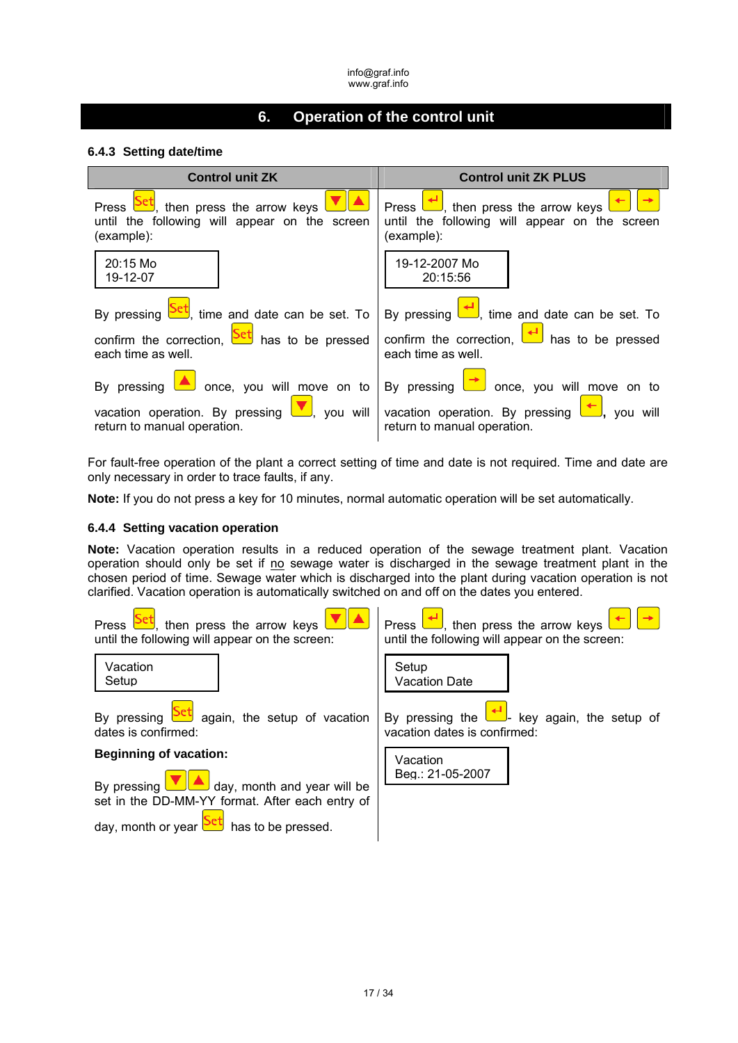info@graf.info
www.graf.info

# 6. Operation of the control unit

### 6.4.3 Setting date/time

| Control unit ZK | Control unit ZK PLUS |
|---|---|
| Press Set, then press the arrow keys ▼▲ until the following will appear on the screen (example): | Press ↵, then press the arrow keys ← → until the following will appear on the screen (example): |
| 20:15 Mo<br>19-12-07 | 19-12-2007 Mo<br>20:15:56 |
| By pressing Set, time and date can be set. To confirm the correction, Set has to be pressed each time as well. | By pressing ↵, time and date can be set. To confirm the correction, ↵ has to be pressed each time as well. |
| By pressing ▲ once, you will move on to vacation operation. By pressing ▼, you will return to manual operation. | By pressing → once, you will move on to vacation operation. By pressing ←, you will return to manual operation. |

For fault-free operation of the plant a correct setting of time and date is not required. Time and date are only necessary in order to trace faults, if any.

**Note:** If you do not press a key for 10 minutes, normal automatic operation will be set automatically.

### 6.4.4 Setting vacation operation

**Note:** Vacation operation results in a reduced operation of the sewage treatment plant. Vacation operation should only be set if no sewage water is discharged in the sewage treatment plant in the chosen period of time. Sewage water which is discharged into the plant during vacation operation is not clarified. Vacation operation is automatically switched on and off on the dates you entered.

| Control unit ZK | Control unit ZK PLUS |
|---|---|
| Press Set, then press the arrow keys ▼▲ until the following will appear on the screen: | Press ↵, then press the arrow keys ← → until the following will appear on the screen: |
| Vacation<br>Setup | Setup<br>Vacation Date |
| By pressing Set again, the setup of vacation dates is confirmed: | By pressing the ↵- key again, the setup of vacation dates is confirmed: |
| **Beginning of vacation:** | Vacation<br>Beg.: 21-05-2007 |
| By pressing ▼▲ day, month and year will be set in the DD-MM-YY format. After each entry of day, month or year Set has to be pressed. | |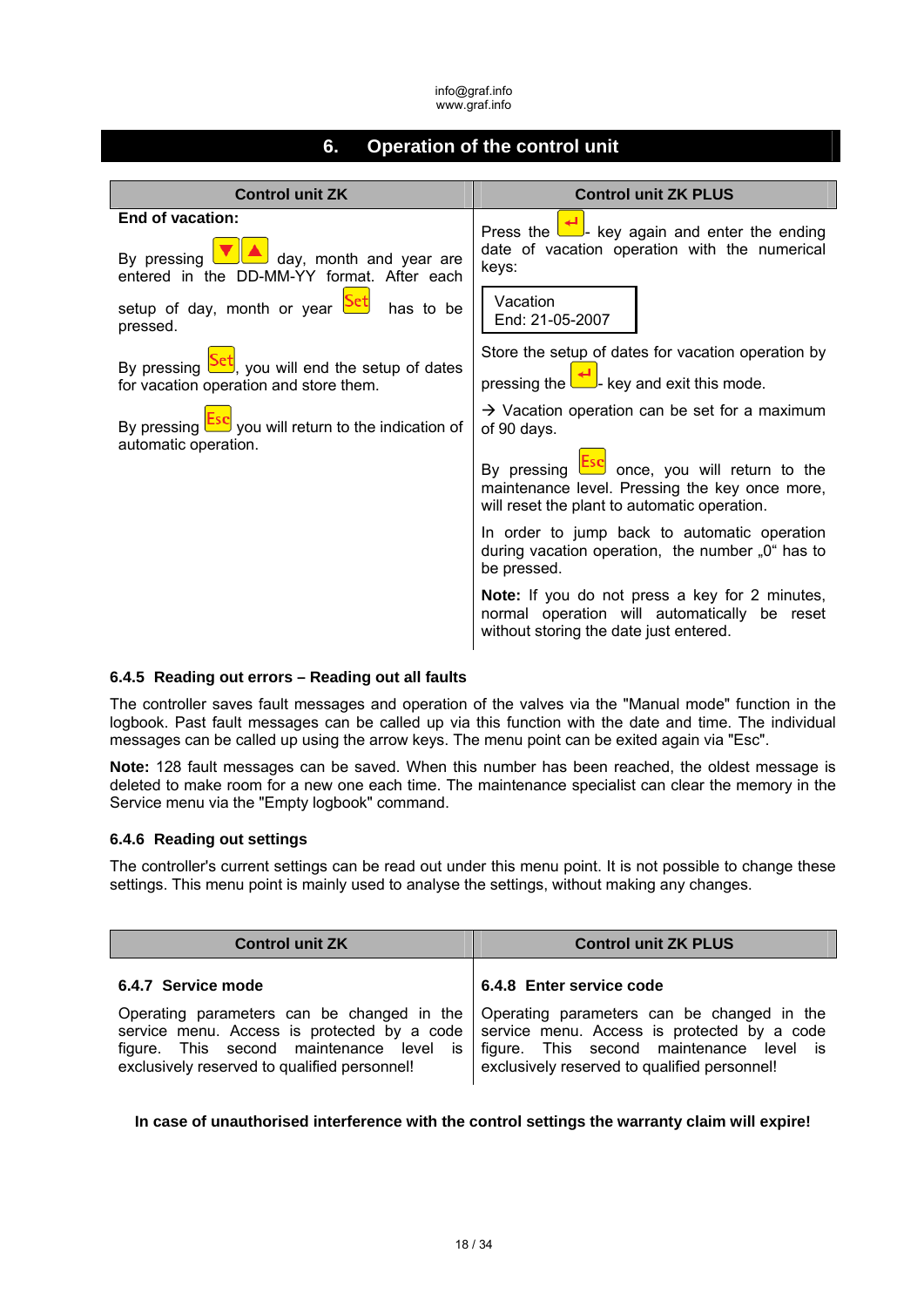# 6. Operation of the control unit

| Control unit ZK | Control unit ZK PLUS |
|---|---|
| **End of vacation:**<br><br>By pressing ▼ ▲ day, month and year are entered in the DD-MM-YY format. After each setup of day, month or year Set has to be pressed.<br><br>By pressing Set, you will end the setup of dates for vacation operation and store them.<br><br>By pressing Esc you will return to the indication of automatic operation. | Press the ↵- key again and enter the ending date of vacation operation with the numerical keys:<br><br>Vacation<br>End: 21-05-2007<br><br>Store the setup of dates for vacation operation by pressing the ↵- key and exit this mode.<br><br>→ Vacation operation can be set for a maximum of 90 days.<br><br>By pressing Esc once, you will return to the maintenance level. Pressing the key once more, will reset the plant to automatic operation.<br><br>In order to jump back to automatic operation during vacation operation, the number „0“ has to be pressed.<br><br>**Note:** If you do not press a key for 2 minutes, normal operation will automatically be reset without storing the date just entered. |

### 6.4.5 Reading out errors – Reading out all faults

The controller saves fault messages and operation of the valves via the "Manual mode" function in the logbook. Past fault messages can be called up via this function with the date and time. The individual messages can be called up using the arrow keys. The menu point can be exited again via "Esc".

**Note:** 128 fault messages can be saved. When this number has been reached, the oldest message is deleted to make room for a new one each time. The maintenance specialist can clear the memory in the Service menu via the "Empty logbook" command.

### 6.4.6 Reading out settings

The controller's current settings can be read out under this menu point. It is not possible to change these settings. This menu point is mainly used to analyse the settings, without making any changes.

| Control unit ZK | Control unit ZK PLUS |
|---|---|
| **6.4.7 Service mode**<br><br>Operating parameters can be changed in the service menu. Access is protected by a code figure. This second maintenance level is exclusively reserved to qualified personnel! | **6.4.8 Enter service code**<br><br>Operating parameters can be changed in the service menu. Access is protected by a code figure. This second maintenance level is exclusively reserved to qualified personnel! |

**In case of unauthorised interference with the control settings the warranty claim will expire!**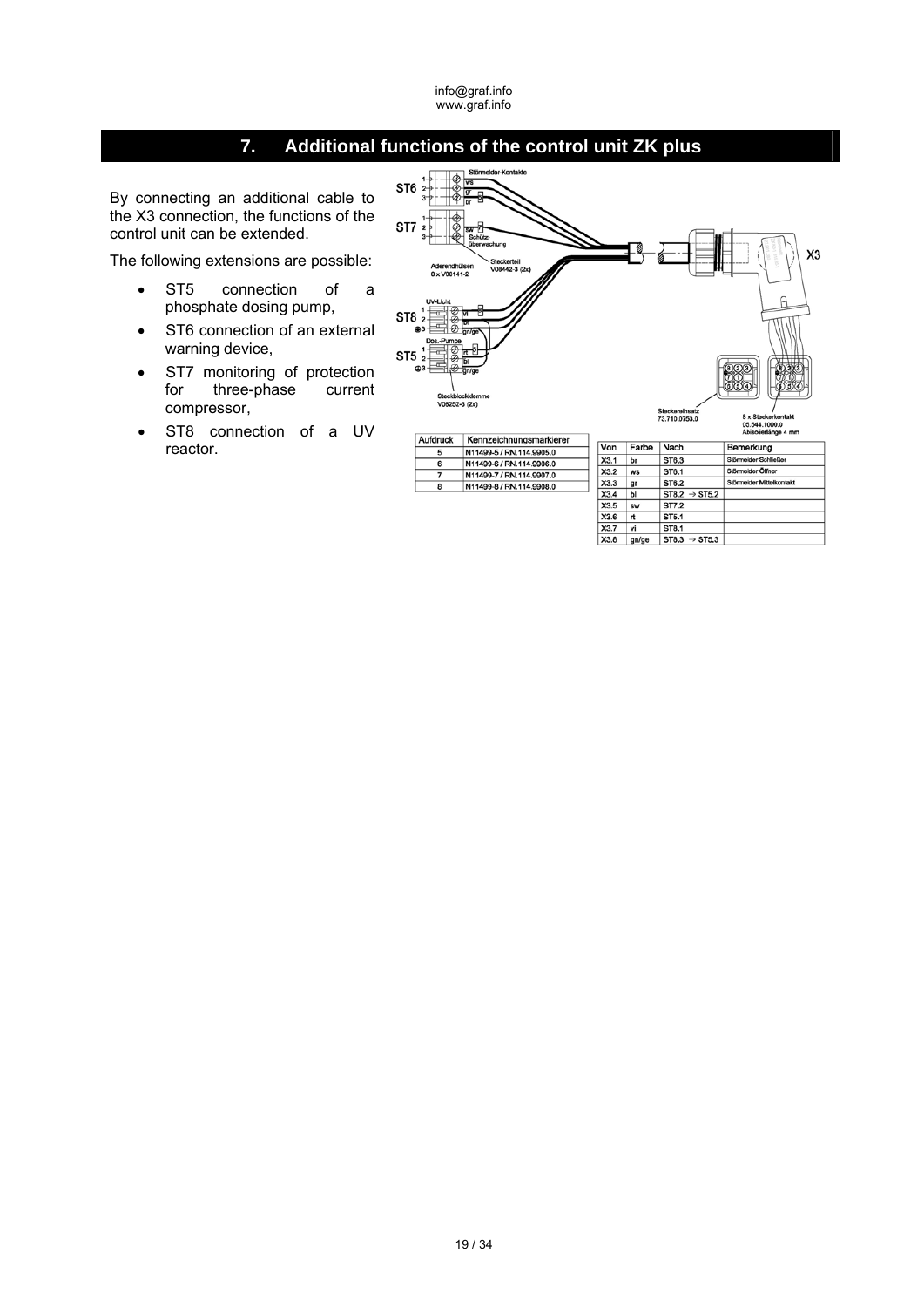# 7. Additional functions of the control unit ZK plus

By connecting an additional cable to the X3 connection, the functions of the control unit can be extended.

The following extensions are possible:

- ST5 connection of a phosphate dosing pump,
- ST6 connection of an external warning device,
- ST7 monitoring of protection for three-phase current compressor,
- ST8 connection of a UV reactor.

| Aufdruck | Kennzeichnungsmarkierer |
|---|---|
| 5 | N11499-5 / RN.114.9905.0 |
| 6 | N11499-6 / RN.114.9906.0 |
| 7 | N11499-7 / RN.114.9907.0 |
| 8 | N11499-8 / RN.114.9908.0 |

| Von | Farbe | Nach | Bemerkung |
|---|---|---|---|
| X3.1 | br | ST6.3 | Störmelder Schließer |
| X3.2 | ws | ST6.1 | Störmelder Öffner |
| X3.3 | gr | ST6.2 | Störmelder Mittelkontakt |
| X3.4 | bl | ST8.2 → ST5.2 | |
| X3.5 | sw | ST7.2 | |
| X3.6 | rt | ST5.1 | |
| X3.7 | vi | ST8.1 | |
| X3.8 | gn/ge | ST8.3 → ST5.3 | |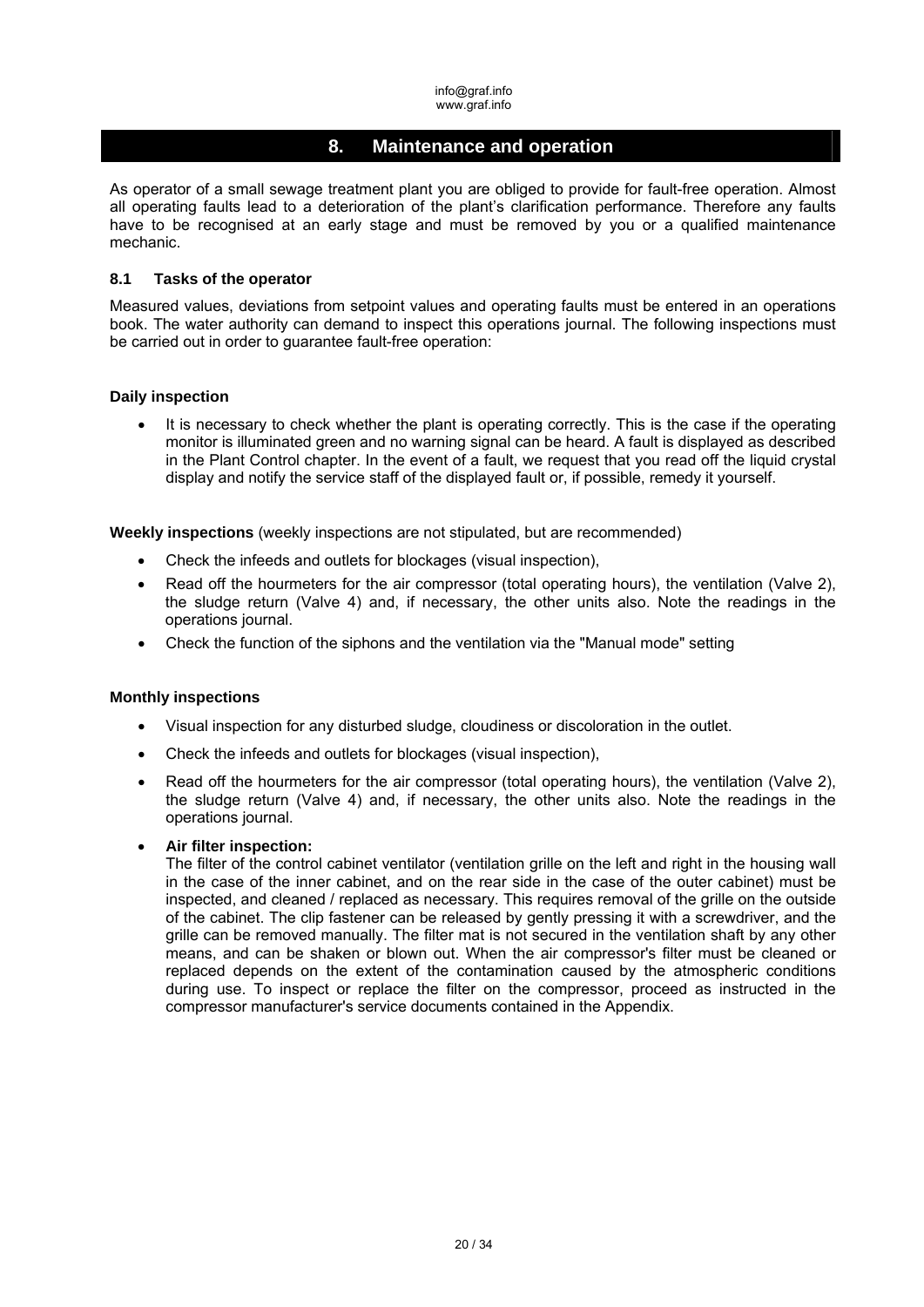# 8. Maintenance and operation

As operator of a small sewage treatment plant you are obliged to provide for fault-free operation. Almost all operating faults lead to a deterioration of the plant's clarification performance. Therefore any faults have to be recognised at an early stage and must be removed by you or a qualified maintenance mechanic.

## 8.1 Tasks of the operator

Measured values, deviations from setpoint values and operating faults must be entered in an operations book. The water authority can demand to inspect this operations journal. The following inspections must be carried out in order to guarantee fault-free operation:

**Daily inspection**

- It is necessary to check whether the plant is operating correctly. This is the case if the operating monitor is illuminated green and no warning signal can be heard. A fault is displayed as described in the Plant Control chapter. In the event of a fault, we request that you read off the liquid crystal display and notify the service staff of the displayed fault or, if possible, remedy it yourself.

**Weekly inspections** (weekly inspections are not stipulated, but are recommended)

- Check the infeeds and outlets for blockages (visual inspection),
- Read off the hourmeters for the air compressor (total operating hours), the ventilation (Valve 2), the sludge return (Valve 4) and, if necessary, the other units also. Note the readings in the operations journal.
- Check the function of the siphons and the ventilation via the "Manual mode" setting

**Monthly inspections**

- Visual inspection for any disturbed sludge, cloudiness or discoloration in the outlet.
- Check the infeeds and outlets for blockages (visual inspection),
- Read off the hourmeters for the air compressor (total operating hours), the ventilation (Valve 2), the sludge return (Valve 4) and, if necessary, the other units also. Note the readings in the operations journal.
- **Air filter inspection:**
  The filter of the control cabinet ventilator (ventilation grille on the left and right in the housing wall in the case of the inner cabinet, and on the rear side in the case of the outer cabinet) must be inspected, and cleaned / replaced as necessary. This requires removal of the grille on the outside of the cabinet. The clip fastener can be released by gently pressing it with a screwdriver, and the grille can be removed manually. The filter mat is not secured in the ventilation shaft by any other means, and can be shaken or blown out. When the air compressor's filter must be cleaned or replaced depends on the extent of the contamination caused by the atmospheric conditions during use. To inspect or replace the filter on the compressor, proceed as instructed in the compressor manufacturer's service documents contained in the Appendix.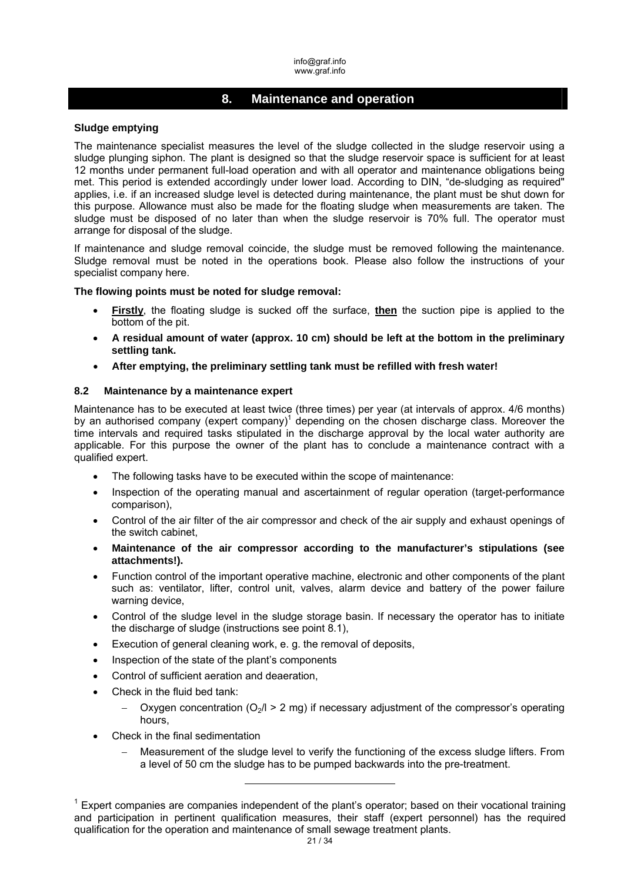## 8. Maintenance and operation

**Sludge emptying**

The maintenance specialist measures the level of the sludge collected in the sludge reservoir using a sludge plunging siphon. The plant is designed so that the sludge reservoir space is sufficient for at least 12 months under permanent full-load operation and with all operator and maintenance obligations being met. This period is extended accordingly under lower load. According to DIN, "de-sludging as required" applies, i.e. if an increased sludge level is detected during maintenance, the plant must be shut down for this purpose. Allowance must also be made for the floating sludge when measurements are taken. The sludge must be disposed of no later than when the sludge reservoir is 70% full. The operator must arrange for disposal of the sludge.

If maintenance and sludge removal coincide, the sludge must be removed following the maintenance. Sludge removal must be noted in the operations book. Please also follow the instructions of your specialist company here.

**The flowing points must be noted for sludge removal:**

- **Firstly**, the floating sludge is sucked off the surface, **then** the suction pipe is applied to the bottom of the pit.
- **A residual amount of water (approx. 10 cm) should be left at the bottom in the preliminary settling tank.**
- **After emptying, the preliminary settling tank must be refilled with fresh water!**

### 8.2 Maintenance by a maintenance expert

Maintenance has to be executed at least twice (three times) per year (at intervals of approx. 4/6 months) by an authorised company (expert company)[1] depending on the chosen discharge class. Moreover the time intervals and required tasks stipulated in the discharge approval by the local water authority are applicable. For this purpose the owner of the plant has to conclude a maintenance contract with a qualified expert.

- The following tasks have to be executed within the scope of maintenance:
- Inspection of the operating manual and ascertainment of regular operation (target-performance comparison),
- Control of the air filter of the air compressor and check of the air supply and exhaust openings of the switch cabinet,
- **Maintenance of the air compressor according to the manufacturer's stipulations (see attachments!).**
- Function control of the important operative machine, electronic and other components of the plant such as: ventilator, lifter, control unit, valves, alarm device and battery of the power failure warning device,
- Control of the sludge level in the sludge storage basin. If necessary the operator has to initiate the discharge of sludge (instructions see point 8.1),
- Execution of general cleaning work, e. g. the removal of deposits,
- Inspection of the state of the plant's components
- Control of sufficient aeration and deaeration,
- Check in the fluid bed tank:
  - Oxygen concentration ($O_2$/l > 2 mg) if necessary adjustment of the compressor's operating hours,
- Check in the final sedimentation
  - Measurement of the sludge level to verify the functioning of the excess sludge lifters. From a level of 50 cm the sludge has to be pumped backwards into the pre-treatment.

---

[1] Expert companies are companies independent of the plant's operator; based on their vocational training and participation in pertinent qualification measures, their staff (expert personnel) has the required qualification for the operation and maintenance of small sewage treatment plants.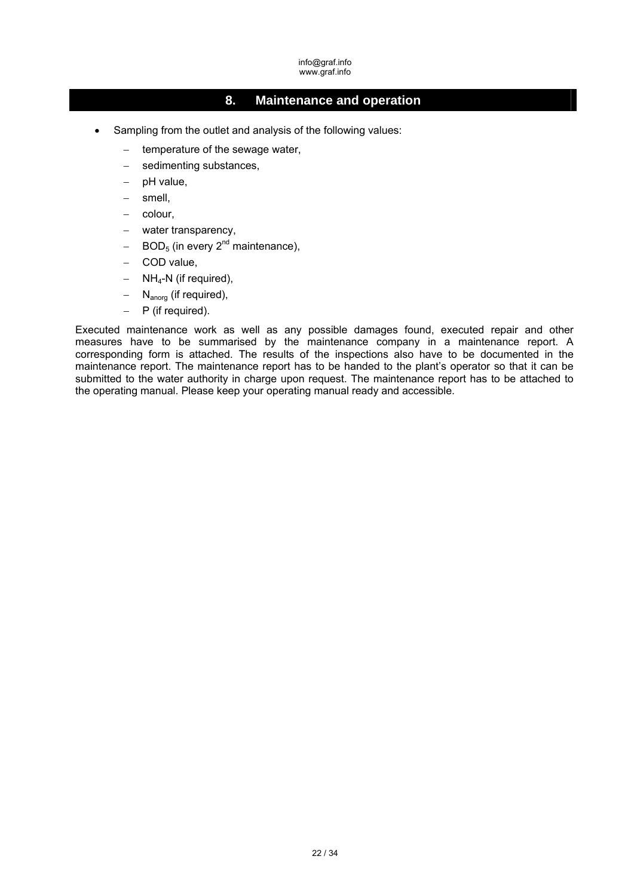## 8. Maintenance and operation

- Sampling from the outlet and analysis of the following values:
  - temperature of the sewage water,
  - sedimenting substances,
  - pH value,
  - smell,
  - colour,
  - water transparency,
  - $BOD_5$ (in every $2^{nd}$ maintenance),
  - COD value,
  - $NH_4$-N (if required),
  - $N_{anorg}$ (if required),
  - P (if required).

Executed maintenance work as well as any possible damages found, executed repair and other measures have to be summarised by the maintenance company in a maintenance report. A corresponding form is attached. The results of the inspections also have to be documented in the maintenance report. The maintenance report has to be handed to the plant's operator so that it can be submitted to the water authority in charge upon request. The maintenance report has to be attached to the operating manual. Please keep your operating manual ready and accessible.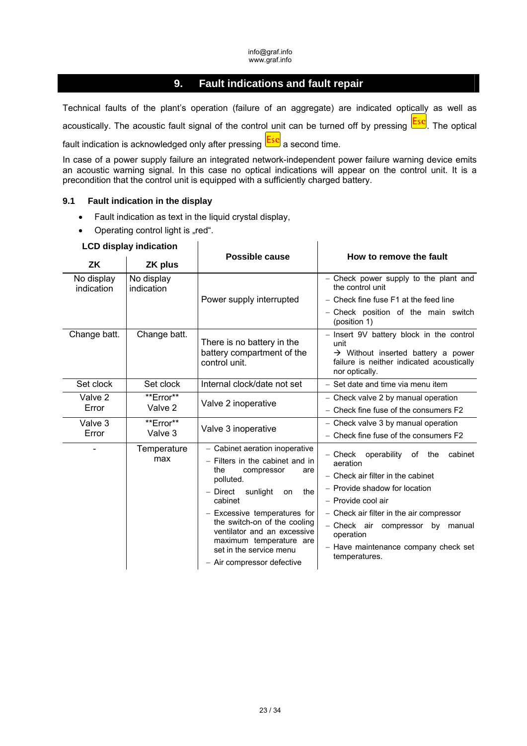## 9. Fault indications and fault repair

Technical faults of the plant's operation (failure of an aggregate) are indicated optically as well as acoustically. The acoustic fault signal of the control unit can be turned off by pressing Esc. The optical fault indication is acknowledged only after pressing Esc a second time.

In case of a power supply failure an integrated network-independent power failure warning device emits an acoustic warning signal. In this case no optical indications will appear on the control unit. It is a precondition that the control unit is equipped with a sufficiently charged battery.

### 9.1 Fault indication in the display

- Fault indication as text in the liquid crystal display,
- Operating control light is „red".

| LCD display indication | | Possible cause | How to remove the fault |
|---|---|---|---|
| **ZK** | **ZK plus** | | |
| No display indication | No display indication | Power supply interrupted | – Check power supply to the plant and the control unit<br>– Check fine fuse F1 at the feed line<br>– Check position of the main switch (position 1) |
| Change batt. | Change batt. | There is no battery in the battery compartment of the control unit. | – Insert 9V battery block in the control unit<br>→ Without inserted battery a power failure is neither indicated acoustically nor optically. |
| Set clock | Set clock | Internal clock/date not set | – Set date and time via menu item |
| Valve 2 Error | \*\*Error\*\* Valve 2 | Valve 2 inoperative | – Check valve 2 by manual operation<br>– Check fine fuse of the consumers F2 |
| Valve 3 Error | \*\*Error\*\* Valve 3 | Valve 3 inoperative | – Check valve 3 by manual operation<br>– Check fine fuse of the consumers F2 |
| - | Temperature max | – Cabinet aeration inoperative<br>– Filters in the cabinet and in the compressor are polluted.<br>– Direct sunlight on the cabinet<br>– Excessive temperatures for the switch-on of the cooling ventilator and an excessive maximum temperature are set in the service menu<br>– Air compressor defective | – Check operability of the cabinet aeration<br>– Check air filter in the cabinet<br>– Provide shadow for location<br>– Provide cool air<br>– Check air filter in the air compressor<br>– Check air compressor by manual operation<br>– Have maintenance company check set temperatures. |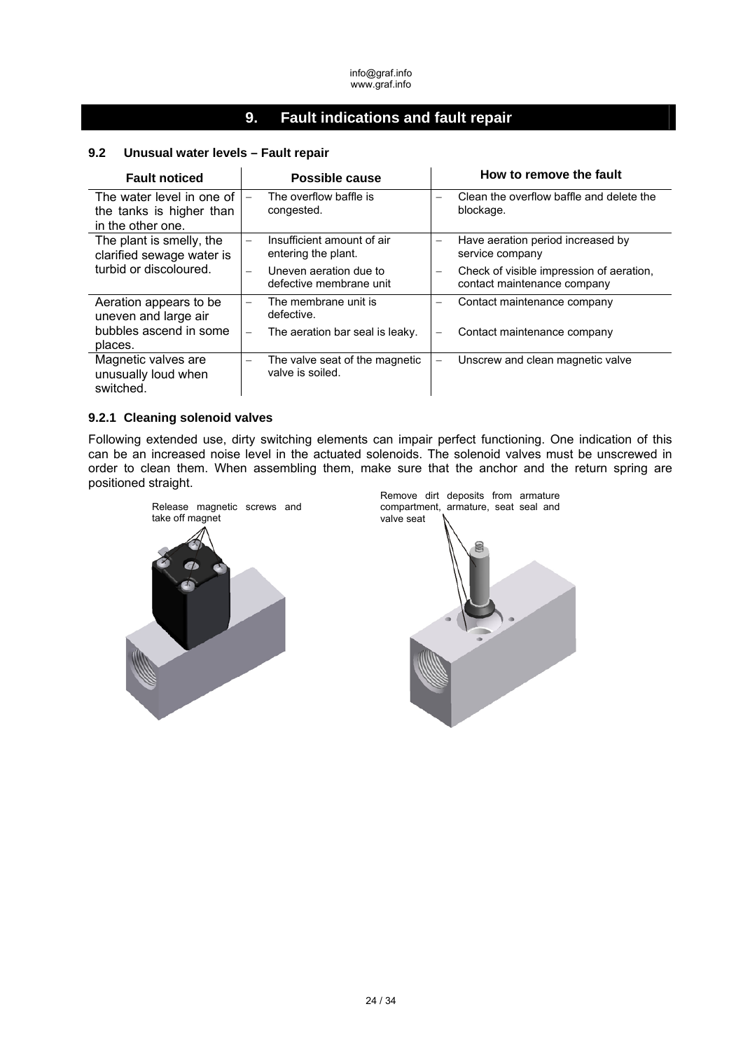## 9. Fault indications and fault repair

### 9.2 Unusual water levels – Fault repair

| Fault noticed | Possible cause | How to remove the fault |
|---|---|---|
| The water level in one of the tanks is higher than in the other one. | – The overflow baffle is congested. | – Clean the overflow baffle and delete the blockage. |
| The plant is smelly, the clarified sewage water is turbid or discoloured. | – Insufficient amount of air entering the plant. | – Have aeration period increased by service company |
| | – Uneven aeration due to defective membrane unit | – Check of visible impression of aeration, contact maintenance company |
| Aeration appears to be uneven and large air bubbles ascend in some places. | – The membrane unit is defective. | – Contact maintenance company |
| | – The aeration bar seal is leaky. | – Contact maintenance company |
| Magnetic valves are unusually loud when switched. | – The valve seat of the magnetic valve is soiled. | – Unscrew and clean magnetic valve |

#### 9.2.1 Cleaning solenoid valves

Following extended use, dirty switching elements can impair perfect functioning. One indication of this can be an increased noise level in the actuated solenoids. The solenoid valves must be unscrewed in order to clean them. When assembling them, make sure that the anchor and the return spring are positioned straight.

Release magnetic screws and take off magnet

Remove dirt deposits from armature compartment, armature, seat seal and valve seat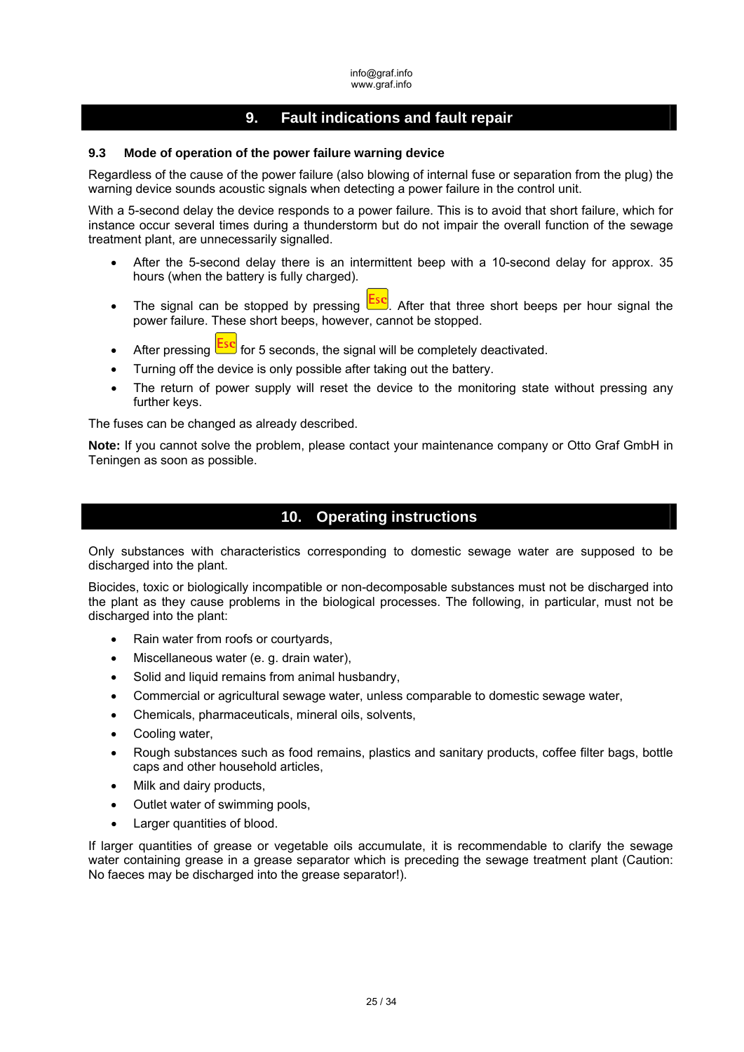# 9. Fault indications and fault repair

### 9.3 Mode of operation of the power failure warning device

Regardless of the cause of the power failure (also blowing of internal fuse or separation from the plug) the warning device sounds acoustic signals when detecting a power failure in the control unit.

With a 5-second delay the device responds to a power failure. This is to avoid that short failure, which for instance occur several times during a thunderstorm but do not impair the overall function of the sewage treatment plant, are unnecessarily signalled.

- After the 5-second delay there is an intermittent beep with a 10-second delay for approx. 35 hours (when the battery is fully charged).
- The signal can be stopped by pressing Esc. After that three short beeps per hour signal the power failure. These short beeps, however, cannot be stopped.
- After pressing Esc for 5 seconds, the signal will be completely deactivated.
- Turning off the device is only possible after taking out the battery.
- The return of power supply will reset the device to the monitoring state without pressing any further keys.

The fuses can be changed as already described.

**Note:** If you cannot solve the problem, please contact your maintenance company or Otto Graf GmbH in Teningen as soon as possible.

# 10. Operating instructions

Only substances with characteristics corresponding to domestic sewage water are supposed to be discharged into the plant.

Biocides, toxic or biologically incompatible or non-decomposable substances must not be discharged into the plant as they cause problems in the biological processes. The following, in particular, must not be discharged into the plant:

- Rain water from roofs or courtyards,
- Miscellaneous water (e. g. drain water),
- Solid and liquid remains from animal husbandry,
- Commercial or agricultural sewage water, unless comparable to domestic sewage water,
- Chemicals, pharmaceuticals, mineral oils, solvents,
- Cooling water,
- Rough substances such as food remains, plastics and sanitary products, coffee filter bags, bottle caps and other household articles,
- Milk and dairy products,
- Outlet water of swimming pools,
- Larger quantities of blood.

If larger quantities of grease or vegetable oils accumulate, it is recommendable to clarify the sewage water containing grease in a grease separator which is preceding the sewage treatment plant (Caution: No faeces may be discharged into the grease separator!).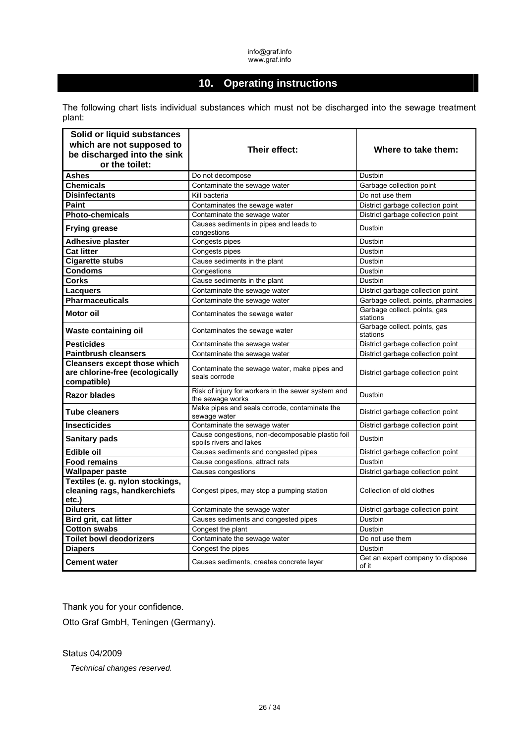## 10. Operating instructions

The following chart lists individual substances which must not be discharged into the sewage treatment plant:

| Solid or liquid substances which are not supposed to be discharged into the sink or the toilet: | Their effect: | Where to take them: |
|---|---|---|
| **Ashes** | Do not decompose | Dustbin |
| **Chemicals** | Contaminate the sewage water | Garbage collection point |
| **Disinfectants** | Kill bacteria | Do not use them |
| **Paint** | Contaminates the sewage water | District garbage collection point |
| **Photo-chemicals** | Contaminate the sewage water | District garbage collection point |
| **Frying grease** | Causes sediments in pipes and leads to congestions | Dustbin |
| **Adhesive plaster** | Congests pipes | Dustbin |
| **Cat litter** | Congests pipes | Dustbin |
| **Cigarette stubs** | Cause sediments in the plant | Dustbin |
| **Condoms** | Congestions | Dustbin |
| **Corks** | Cause sediments in the plant | Dustbin |
| **Lacquers** | Contaminate the sewage water | District garbage collection point |
| **Pharmaceuticals** | Contaminate the sewage water | Garbage collect. points, pharmacies |
| **Motor oil** | Contaminates the sewage water | Garbage collect. points, gas stations |
| **Waste containing oil** | Contaminates the sewage water | Garbage collect. points, gas stations |
| **Pesticides** | Contaminate the sewage water | District garbage collection point |
| **Paintbrush cleansers** | Contaminate the sewage water | District garbage collection point |
| **Cleansers except those which are chlorine-free (ecologically compatible)** | Contaminate the sewage water, make pipes and seals corrode | District garbage collection point |
| **Razor blades** | Risk of injury for workers in the sewer system and the sewage works | Dustbin |
| **Tube cleaners** | Make pipes and seals corrode, contaminate the sewage water | District garbage collection point |
| **Insecticides** | Contaminate the sewage water | District garbage collection point |
| **Sanitary pads** | Cause congestions, non-decomposable plastic foil spoils rivers and lakes | Dustbin |
| **Edible oil** | Causes sediments and congested pipes | District garbage collection point |
| **Food remains** | Cause congestions, attract rats | Dustbin |
| **Wallpaper paste** | Causes congestions | District garbage collection point |
| **Textiles (e. g. nylon stockings, cleaning rags, handkerchiefs etc.)** | Congest pipes, may stop a pumping station | Collection of old clothes |
| **Diluters** | Contaminate the sewage water | District garbage collection point |
| **Bird grit, cat litter** | Causes sediments and congested pipes | Dustbin |
| **Cotton swabs** | Congest the plant | Dustbin |
| **Toilet bowl deodorizers** | Contaminate the sewage water | Do not use them |
| **Diapers** | Congest the pipes | Dustbin |
| **Cement water** | Causes sediments, creates concrete layer | Get an expert company to dispose of it |

Thank you for your confidence.

Otto Graf GmbH, Teningen (Germany).

Status 04/2009

*Technical changes reserved.*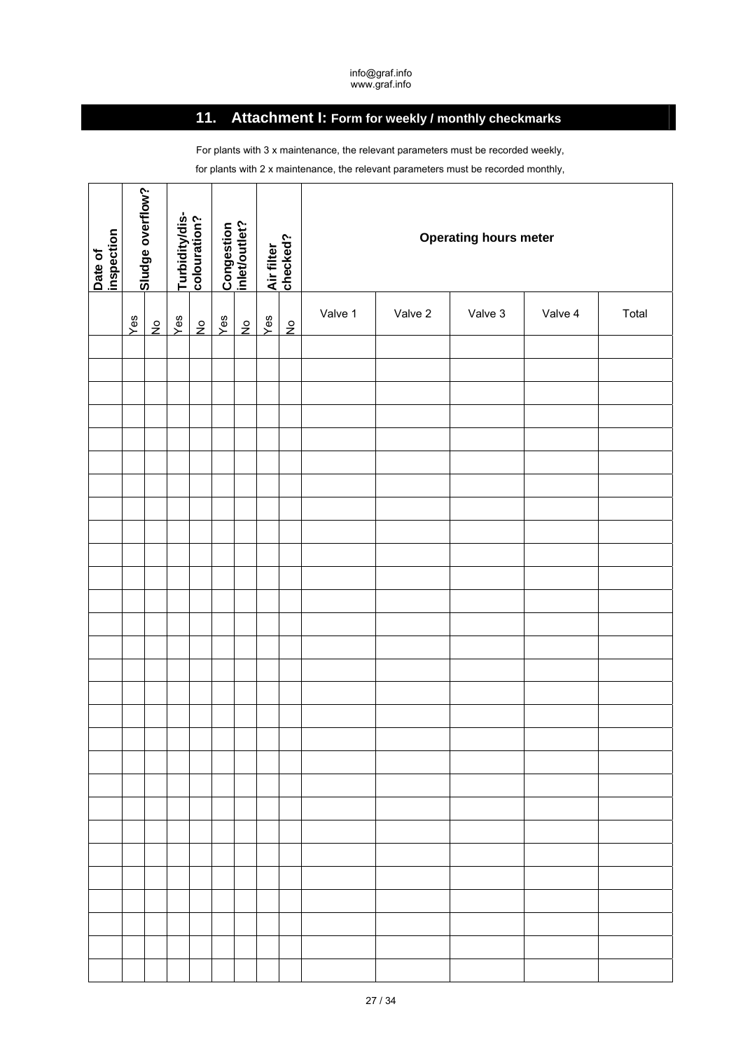## 11. Attachment I: Form for weekly / monthly checkmarks

For plants with 3 x maintenance, the relevant parameters must be recorded weekly,

for plants with 2 x maintenance, the relevant parameters must be recorded monthly,

| Date of inspection | Sludge overflow? | | Turbidity/dis-colouration? | | Congestion inlet/outlet? | | Air filter checked? | | Operating hours meter | | | | |
|---|---|---|---|---|---|---|---|---|---|---|---|---|---|
| | Yes | No | Yes | No | Yes | No | Yes | No | Valve 1 | Valve 2 | Valve 3 | Valve 4 | Total |
| | | | | | | | | | | | | | |
| | | | | | | | | | | | | | |
| | | | | | | | | | | | | | |
| | | | | | | | | | | | | | |
| | | | | | | | | | | | | | |
| | | | | | | | | | | | | | |
| | | | | | | | | | | | | | |
| | | | | | | | | | | | | | |
| | | | | | | | | | | | | | |
| | | | | | | | | | | | | | |
| | | | | | | | | | | | | | |
| | | | | | | | | | | | | | |
| | | | | | | | | | | | | | |
| | | | | | | | | | | | | | |
| | | | | | | | | | | | | | |
| | | | | | | | | | | | | | |
| | | | | | | | | | | | | | |
| | | | | | | | | | | | | | |
| | | | | | | | | | | | | | |
| | | | | | | | | | | | | | |
| | | | | | | | | | | | | | |
| | | | | | | | | | | | | | |
| | | | | | | | | | | | | | |
| | | | | | | | | | | | | | |
| | | | | | | | | | | | | | |
| | | | | | | | | | | | | | |
| | | | | | | | | | | | | | |
| | | | | | | | | | | | | | |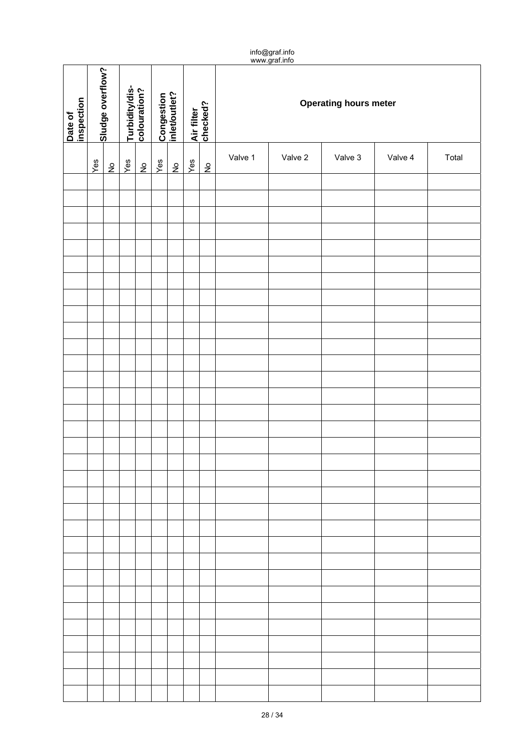info@graf.info
www.graf.info

| Date of inspection | Sludge overflow? | | Turbidity/dis-colouration? | | Congestion inlet/outlet? | | Air filter checked? | | Operating hours meter | | | | |
|---|---|---|---|---|---|---|---|---|---|---|---|---|---|
| | Yes | No | Yes | No | Yes | No | Yes | No | Valve 1 | Valve 2 | Valve 3 | Valve 4 | Total |
| | | | | | | | | | | | | | |
| | | | | | | | | | | | | | |
| | | | | | | | | | | | | | |
| | | | | | | | | | | | | | |
| | | | | | | | | | | | | | |
| | | | | | | | | | | | | | |
| | | | | | | | | | | | | | |
| | | | | | | | | | | | | | |
| | | | | | | | | | | | | | |
| | | | | | | | | | | | | | |
| | | | | | | | | | | | | | |
| | | | | | | | | | | | | | |
| | | | | | | | | | | | | | |
| | | | | | | | | | | | | | |
| | | | | | | | | | | | | | |
| | | | | | | | | | | | | | |
| | | | | | | | | | | | | | |
| | | | | | | | | | | | | | |
| | | | | | | | | | | | | | |
| | | | | | | | | | | | | | |
| | | | | | | | | | | | | | |
| | | | | | | | | | | | | | |
| | | | | | | | | | | | | | |
| | | | | | | | | | | | | | |
| | | | | | | | | | | | | | |
| | | | | | | | | | | | | | |
| | | | | | | | | | | | | | |
| | | | | | | | | | | | | | |
| | | | | | | | | | | | | | |
| | | | | | | | | | | | | | |
| | | | | | | | | | | | | | |
| | | | | | | | | | | | | | |
| | | | | | | | | | | | | | |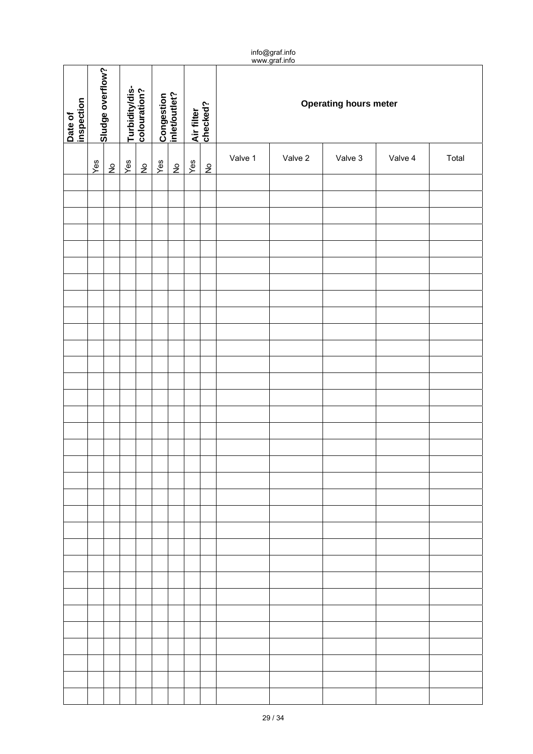info@graf.info
www.graf.info

| Date of inspection | Sludge overflow? | | Turbidity/dis-colouration? | | Congestion inlet/outlet? | | Air filter checked? | | Operating hours meter | | | | |
|---|---|---|---|---|---|---|---|---|---|---|---|---|---|
| | Yes | No | Yes | No | Yes | No | Yes | No | Valve 1 | Valve 2 | Valve 3 | Valve 4 | Total |
| | | | | | | | | | | | | | |
| | | | | | | | | | | | | | |
| | | | | | | | | | | | | | |
| | | | | | | | | | | | | | |
| | | | | | | | | | | | | | |
| | | | | | | | | | | | | | |
| | | | | | | | | | | | | | |
| | | | | | | | | | | | | | |
| | | | | | | | | | | | | | |
| | | | | | | | | | | | | | |
| | | | | | | | | | | | | | |
| | | | | | | | | | | | | | |
| | | | | | | | | | | | | | |
| | | | | | | | | | | | | | |
| | | | | | | | | | | | | | |
| | | | | | | | | | | | | | |
| | | | | | | | | | | | | | |
| | | | | | | | | | | | | | |
| | | | | | | | | | | | | | |
| | | | | | | | | | | | | | |
| | | | | | | | | | | | | | |
| | | | | | | | | | | | | | |
| | | | | | | | | | | | | | |
| | | | | | | | | | | | | | |
| | | | | | | | | | | | | | |
| | | | | | | | | | | | | | |
| | | | | | | | | | | | | | |
| | | | | | | | | | | | | | |
| | | | | | | | | | | | | | |
| | | | | | | | | | | | | | |
| | | | | | | | | | | | | | |
| | | | | | | | | | | | | | |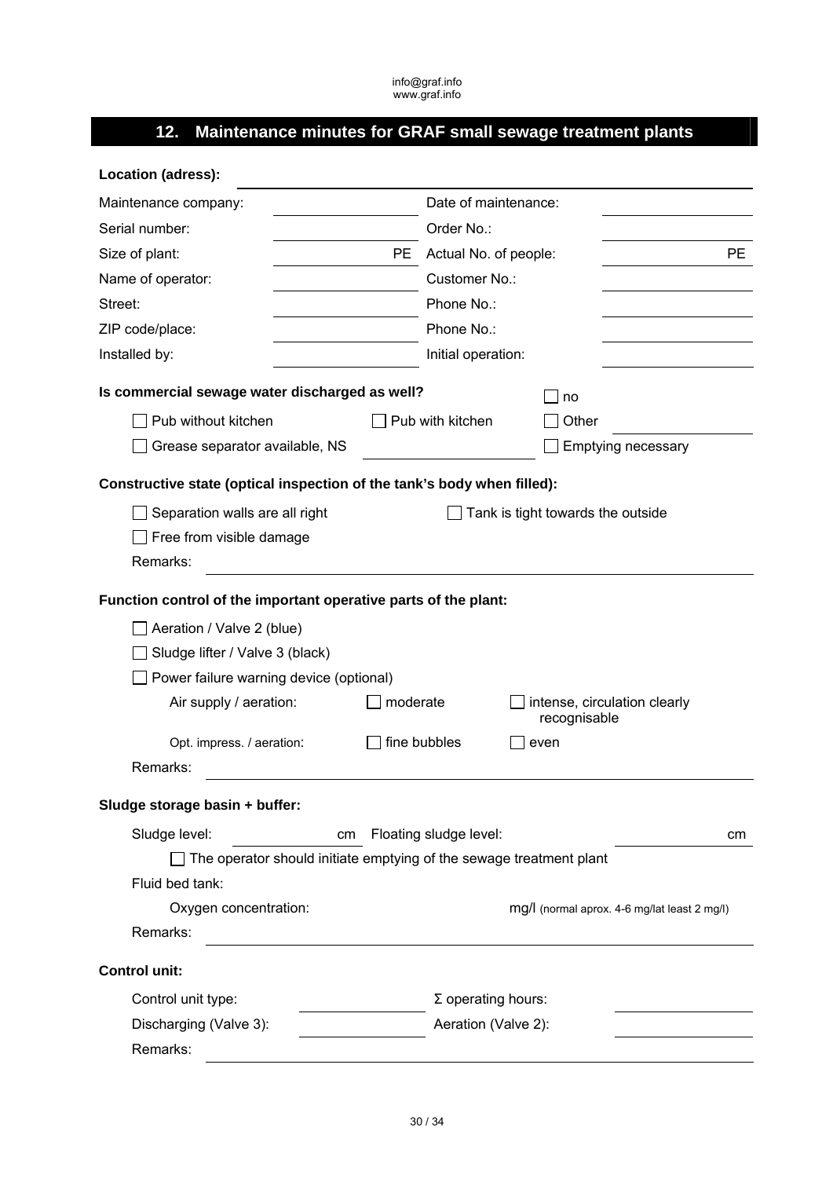## 12. Maintenance minutes for GRAF small sewage treatment plants

**Location (adress):** ______________________________

| | | | |
|---|---|---|---|
| Maintenance company: | | Date of maintenance: | |
| Serial number: | | Order No.: | |
| Size of plant: | PE | Actual No. of people: | PE |
| Name of operator: | | Customer No.: | |
| Street: | | Phone No.: | |
| ZIP code/place: | | Phone No.: | |
| Installed by: | | Initial operation: | |

**Is commercial sewage water discharged as well?** ☐ no

☐ Pub without kitchen ☐ Pub with kitchen ☐ Other ______________

☐ Grease separator available, NS ______________ ☐ Emptying necessary

**Constructive state (optical inspection of the tank's body when filled):**

☐ Separation walls are all right ☐ Tank is tight towards the outside

☐ Free from visible damage

Remarks: ______________________________

**Function control of the important operative parts of the plant:**

☐ Aeration / Valve 2 (blue)

☐ Sludge lifter / Valve 3 (black)

☐ Power failure warning device (optional)

Air supply / aeration: ☐ moderate ☐ intense, circulation clearly recognisable

Opt. impress. / aeration: ☐ fine bubbles ☐ even

Remarks: ______________________________

**Sludge storage basin + buffer:**

Sludge level: __________ cm Floating sludge level: __________ cm

☐ The operator should initiate emptying of the sewage treatment plant

Fluid bed tank:

Oxygen concentration: __________ mg/l (normal aprox. 4-6 mg/lat least 2 mg/l)

Remarks: ______________________________

**Control unit:**

| | | | |
|---|---|---|---|
| Control unit type: | | Σ operating hours: | |
| Discharging (Valve 3): | | Aeration (Valve 2): | |

Remarks: ______________________________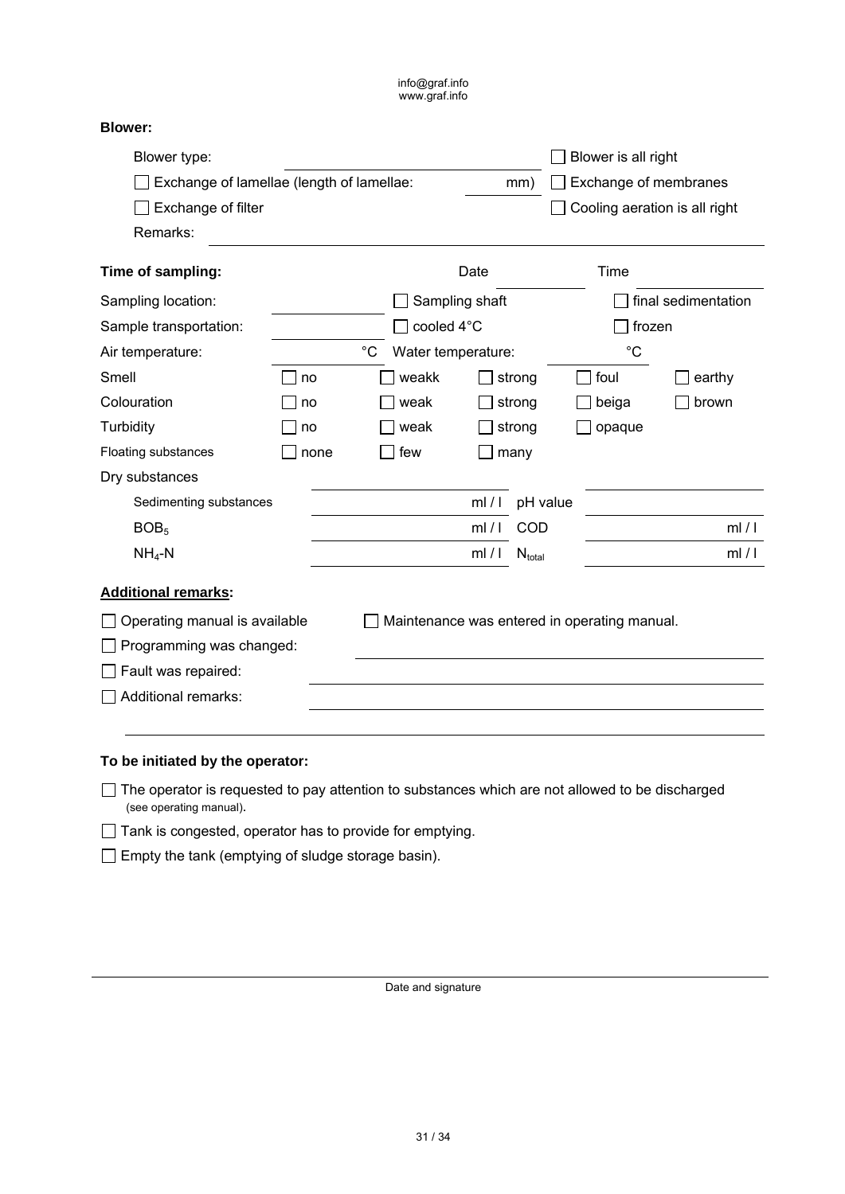info@graf.info
www.graf.info

**Blower:**

Blower type: ______________________ ☐ Blower is all right

☐ Exchange of lamellae (length of lamellae: ______ mm) ☐ Exchange of membranes

☐ Exchange of filter ☐ Cooling aeration is all right

Remarks: ____________________________________________

**Time of sampling:** Date ____________ Time ____________

| | | | | | |
|---|---|---|---|---|---|
| Sampling location: | ______ | ☐ Sampling shaft | | ☐ final sedimentation | |
| Sample transportation: | ______ | ☐ cooled 4°C | | ☐ frozen | |
| Air temperature: | ______ °C | Water temperature: | | ______ °C | |
| Smell | ☐ no | ☐ weakk | ☐ strong | ☐ foul | ☐ earthy |
| Colouration | ☐ no | ☐ weak | ☐ strong | ☐ beiga | ☐ brown |
| Turbidity | ☐ no | ☐ weak | ☐ strong | ☐ opaque | |
| Floating substances | ☐ none | ☐ few | ☐ many | | |

Dry substances

| | | | |
|---|---|---|---|
| Sedimenting substances | ______ ml / l | pH value | ______ |
| $BOB_5$ | ______ ml / l | COD | ______ ml / l |
| $NH_4$-N | ______ ml / l | $N_{total}$ | ______ ml / l |

**Additional remarks:**

☐ Operating manual is available ☐ Maintenance was entered in operating manual.

☐ Programming was changed: ____________________________

☐ Fault was repaired: ____________________________

☐ Additional remarks: ____________________________

____________________________________________

**To be initiated by the operator:**

☐ The operator is requested to pay attention to substances which are not allowed to be discharged (see operating manual).

☐ Tank is congested, operator has to provide for emptying.

☐ Empty the tank (emptying of sludge storage basin).

____________________________________________

Date and signature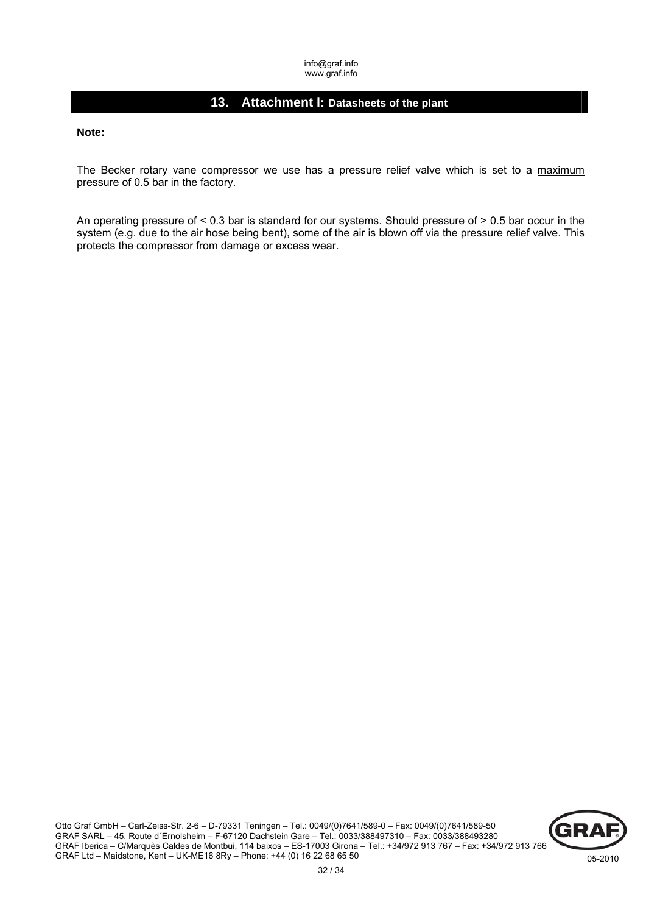## 13. Attachment I: Datasheets of the plant

**Note:**

The Becker rotary vane compressor we use has a pressure relief valve which is set to a maximum pressure of 0.5 bar in the factory.

An operating pressure of < 0.3 bar is standard for our systems. Should pressure of > 0.5 bar occur in the system (e.g. due to the air hose being bent), some of the air is blown off via the pressure relief valve. This protects the compressor from damage or excess wear.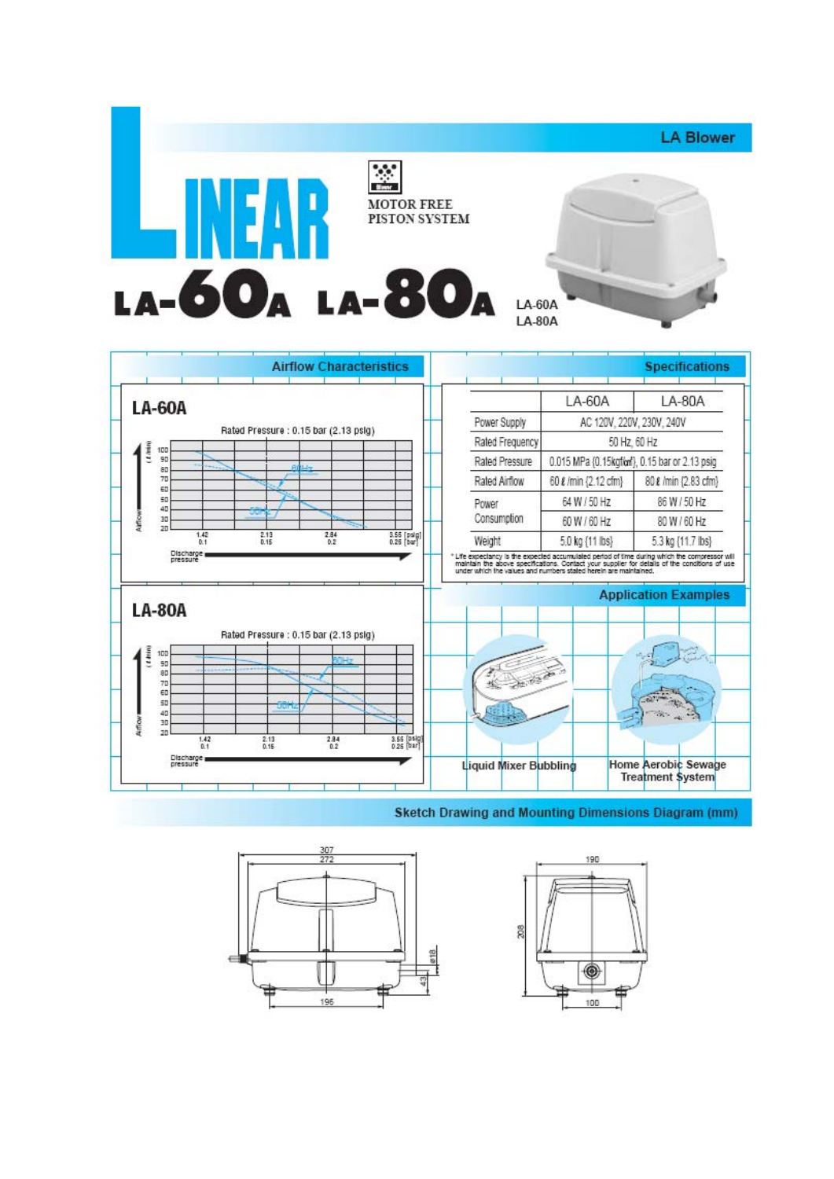# LA Blower

# LINEAR

MOTOR FREE PISTON SYSTEM

# LA-60A LA-80A

LA-60A
LA-80A

## Airflow Characteristics

### LA-60A

Rated Pressure : 0.15 bar (2.13 psig)

Airflow (ℓ/min): 100, 90, 80, 70, 60, 50, 40, 30, 20

60Hz
50Hz

Discharge pressure: 1.42 / 0.1, 2.13 / 0.15, 2.84 / 0.2, 3.55 [psig] / 0.25 [bar]

### LA-80A

Rated Pressure : 0.15 bar (2.13 psig)

Airflow (ℓ/min): 100, 90, 80, 70, 60, 50, 40, 30, 20

60Hz
50Hz

Discharge pressure: 1.42 / 0.1, 2.13 / 0.15, 2.84 / 0.2, 3.55 [psig] / 0.25 [bar]

## Specifications

| | | LA-60A | LA-80A |
|---|---|---|---|
| Power Supply | | AC 120V, 220V, 230V, 240V | |
| Rated Frequency | | 50 Hz, 60 Hz | |
| Rated Pressure | | 0.015 MPa {0.15kgf/cm²}, 0.15 bar or 2.13 psig | |
| Rated Airflow | | 60 ℓ/min {2.12 cfm} | 80 ℓ/min {2.83 cfm} |
| Power Consumption | | 64 W / 50 Hz | 86 W / 50 Hz |
| | | 60 W / 60 Hz | 80 W / 60 Hz |
| Weight | | 5.0 kg {11 lbs} | 5.3 kg {11.7 lbs} |

* Life expectancy is the expected accumulated period of time during which the compressor will maintain the above specifications. Contact your supplier for details of the conditions of use under which the values and numbers stated herein are maintained.

## Application Examples

Liquid Mixer Bubbling

Home Aerobic Sewage Treatment System

## Sketch Drawing and Mounting Dimensions Diagram (mm)

307, 272, 196, ø18, 43

190, 208, 100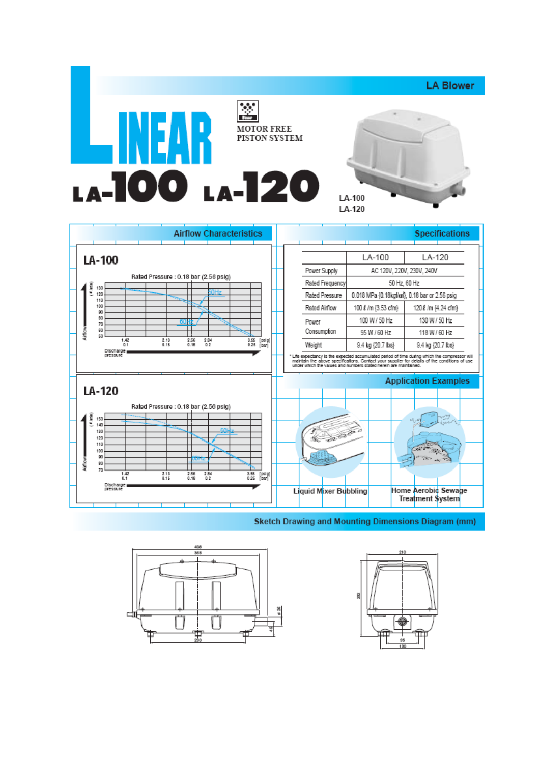# LINEAR LA-100 LA-120

LA Blower

MOTOR FREE
PISTON SYSTEM

LA-100
LA-120

## Airflow Characteristics

### LA-100

Rated Pressure : 0.18 bar (2.56 psig)

Airflow (ℓ/min)

130
120
110
100
90
80
70
60
50

50Hz
60Hz

1.42 2.13 2.56 2.84 3.55 [psig]
0.1 0.15 0.18 0.2 0.25 [bar]

Discharge pressure

### LA-120

Rated Pressure : 0.18 bar (2.56 psig)

Airflow (ℓ/min)

150
140
130
120
110
100
90
80
70

50Hz
60Hz

1.42 2.13 2.56 2.84 3.55 [psig]
0.1 0.15 0.18 0.2 0.25 [bar]

Discharge pressure

## Specifications

| | | LA-100 | LA-120 |
|---|---|---|---|
| Power Supply | | AC 120V, 220V, 230V, 240V | |
| Rated Frequency | | 50 Hz, 60 Hz | |
| Rated Pressure | | 0.018 MPa {0.18kgf/㎠}, 0.18 bar or 2.56 psig | |
| Rated Airflow | | 100 ℓ/m {3.53 cfm} | 120 ℓ/m {4.24 cfm} |
| Power Consumption | | 100 W / 50 Hz | 130 W / 50 Hz |
| | | 95 W / 60 Hz | 118 W / 60 Hz |
| Weight | | 9.4 kg {20.7 lbs} | 9.4 kg {20.7 lbs} |

* Life expectancy is the expected accumulated period of time during which the compressor will maintain the above specifications. Contact your supplier for details of the conditions of use under which the values and numbers stated herein are maintained.

## Application Examples

Liquid Mixer Bubbling

Home Aerobic Sewage Treatment System

## Sketch Drawing and Mounting Dimensions Diagram (mm)

408
369
290
ø 20
46

210
232
95
130